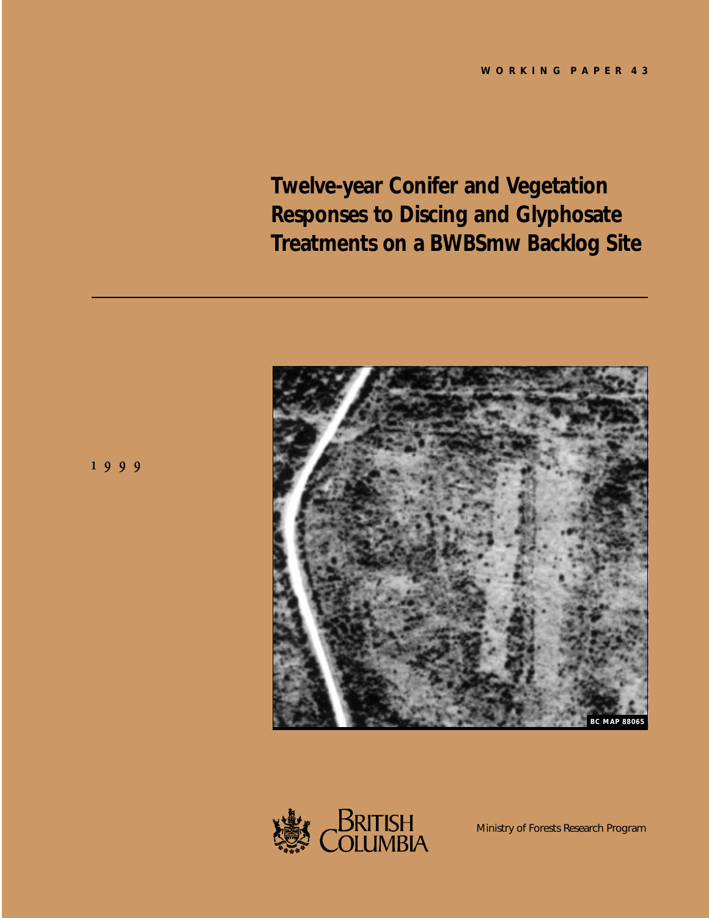WORKING PAPER 43

# Twelve-year Conifer and Vegetation Responses to Discing and Glyphosate Treatments on a BWBSmw Backlog Site

1999

BC MAP 88065

British Columbia

Ministry of Forests Research Program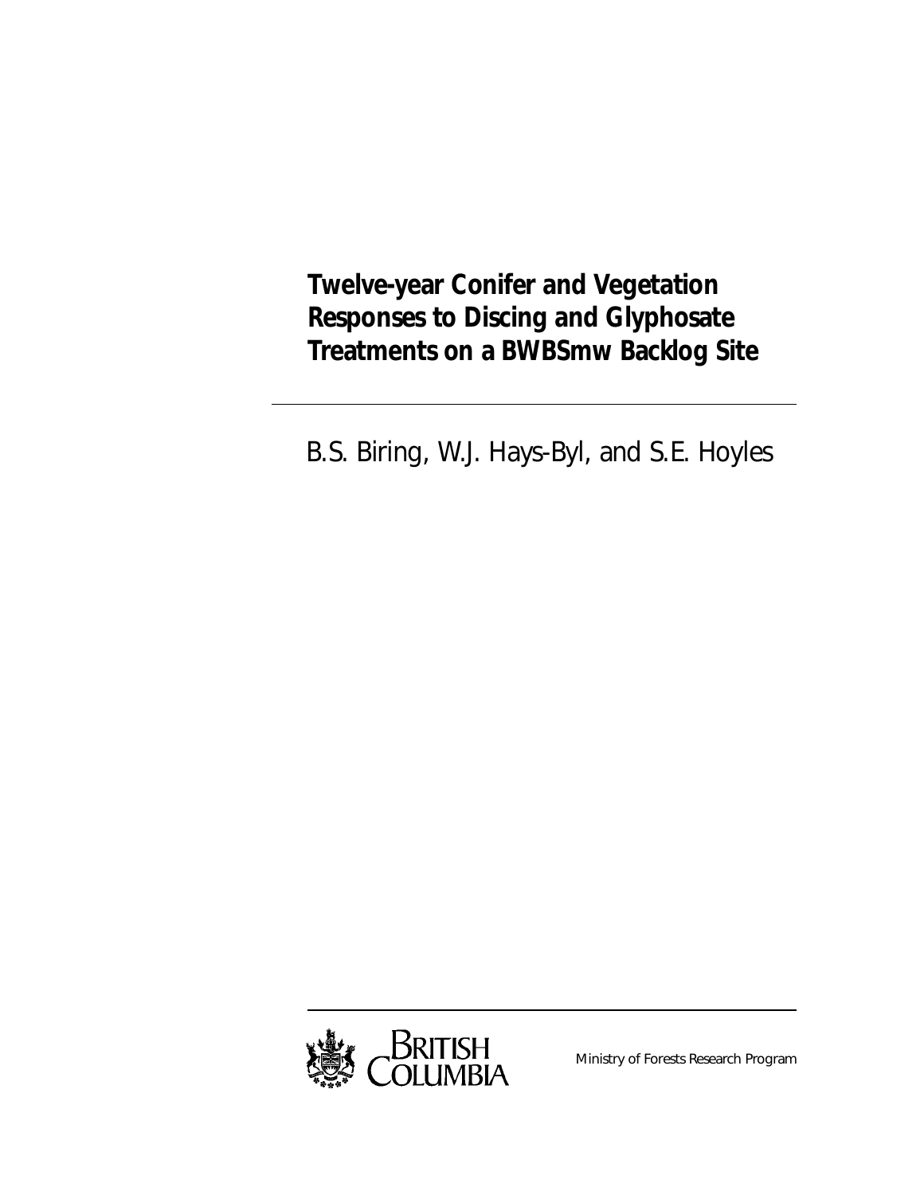# Twelve-year Conifer and Vegetation Responses to Discing and Glyphosate Treatments on a BWBSmw Backlog Site

B.S. Biring, W.J. Hays-Byl, and S.E. Hoyles

BRITISH COLUMBIA

Ministry of Forests Research Program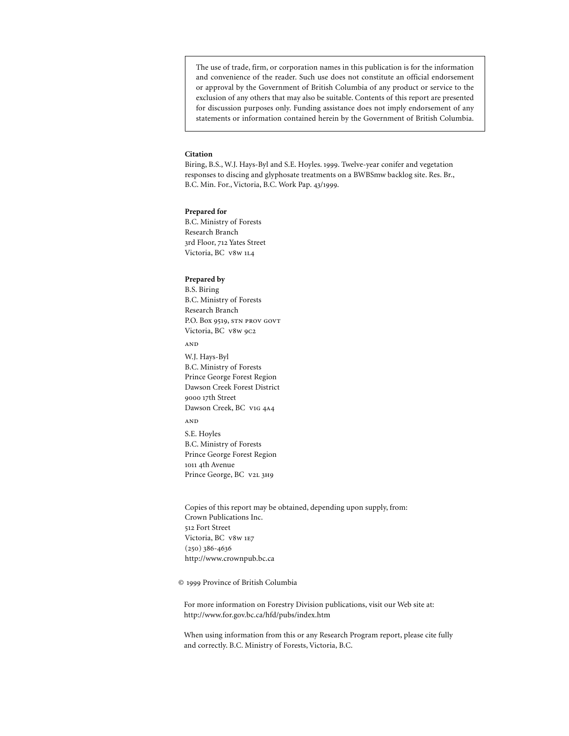> The use of trade, firm, or corporation names in this publication is for the information and convenience of the reader. Such use does not constitute an official endorsement or approval by the Government of British Columbia of any product or service to the exclusion of any others that may also be suitable. Contents of this report are presented for discussion purposes only. Funding assistance does not imply endorsement of any statements or information contained herein by the Government of British Columbia.

**Citation**

Biring, B.S., W.J. Hays-Byl and S.E. Hoyles. 1999. Twelve-year conifer and vegetation responses to discing and glyphosate treatments on a BWBSmw backlog site. Res. Br., B.C. Min. For., Victoria, B.C. Work Pap. 43/1999.

**Prepared for**

B.C. Ministry of Forests
Research Branch
3rd Floor, 712 Yates Street
Victoria, BC V8W 1L4

**Prepared by**

B.S. Biring
B.C. Ministry of Forests
Research Branch
P.O. Box 9519, STN PROV GOVT
Victoria, BC V8W 9C2

AND

W.J. Hays-Byl
B.C. Ministry of Forests
Prince George Forest Region
Dawson Creek Forest District
9000 17th Street
Dawson Creek, BC V1G 4A4

AND

S.E. Hoyles
B.C. Ministry of Forests
Prince George Forest Region
1011 4th Avenue
Prince George, BC V2L 3H9

Copies of this report may be obtained, depending upon supply, from:
Crown Publications Inc.
512 Fort Street
Victoria, BC V8W 1E7
(250) 386-4636
http://www.crownpub.bc.ca

© 1999 Province of British Columbia

For more information on Forestry Division publications, visit our Web site at:
http://www.for.gov.bc.ca/hfd/pubs/index.htm

When using information from this or any Research Program report, please cite fully and correctly. B.C. Ministry of Forests, Victoria, B.C.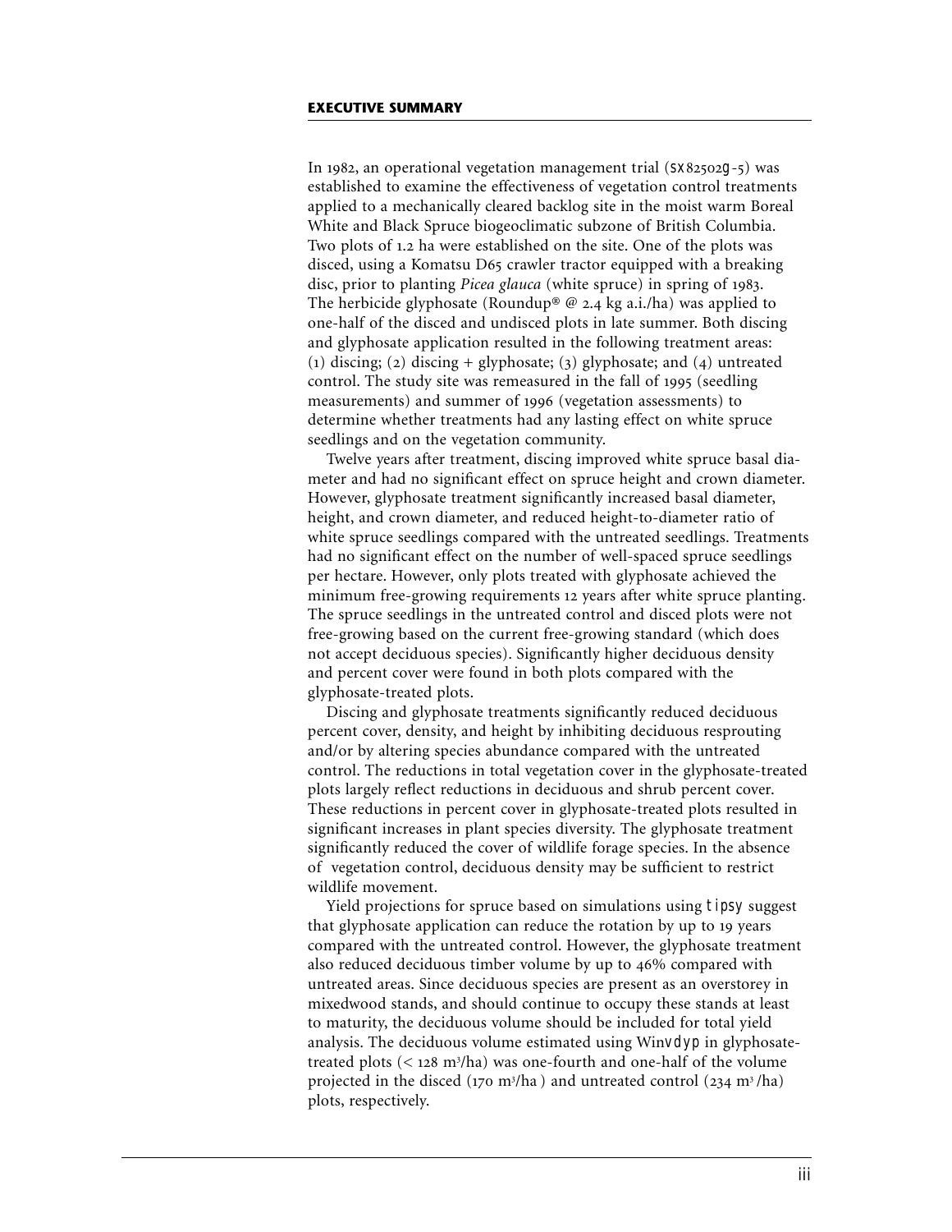## EXECUTIVE SUMMARY

In 1982, an operational vegetation management trial (SX82502G-5) was established to examine the effectiveness of vegetation control treatments applied to a mechanically cleared backlog site in the moist warm Boreal White and Black Spruce biogeoclimatic subzone of British Columbia. Two plots of 1.2 ha were established on the site. One of the plots was disced, using a Komatsu D65 crawler tractor equipped with a breaking disc, prior to planting *Picea glauca* (white spruce) in spring of 1983. The herbicide glyphosate (Roundup® @ 2.4 kg a.i./ha) was applied to one-half of the disced and undisced plots in late summer. Both discing and glyphosate application resulted in the following treatment areas: (1) discing; (2) discing + glyphosate; (3) glyphosate; and (4) untreated control. The study site was remeasured in the fall of 1995 (seedling measurements) and summer of 1996 (vegetation assessments) to determine whether treatments had any lasting effect on white spruce seedlings and on the vegetation community.

Twelve years after treatment, discing improved white spruce basal diameter and had no significant effect on spruce height and crown diameter. However, glyphosate treatment significantly increased basal diameter, height, and crown diameter, and reduced height-to-diameter ratio of white spruce seedlings compared with the untreated seedlings. Treatments had no significant effect on the number of well-spaced spruce seedlings per hectare. However, only plots treated with glyphosate achieved the minimum free-growing requirements 12 years after white spruce planting. The spruce seedlings in the untreated control and disced plots were not free-growing based on the current free-growing standard (which does not accept deciduous species). Significantly higher deciduous density and percent cover were found in both plots compared with the glyphosate-treated plots.

Discing and glyphosate treatments significantly reduced deciduous percent cover, density, and height by inhibiting deciduous resprouting and/or by altering species abundance compared with the untreated control. The reductions in total vegetation cover in the glyphosate-treated plots largely reflect reductions in deciduous and shrub percent cover. These reductions in percent cover in glyphosate-treated plots resulted in significant increases in plant species diversity. The glyphosate treatment significantly reduced the cover of wildlife forage species. In the absence of vegetation control, deciduous density may be sufficient to restrict wildlife movement.

Yield projections for spruce based on simulations using TIPSY suggest that glyphosate application can reduce the rotation by up to 19 years compared with the untreated control. However, the glyphosate treatment also reduced deciduous timber volume by up to 46% compared with untreated areas. Since deciduous species are present as an overstorey in mixedwood stands, and should continue to occupy these stands at least to maturity, the deciduous volume should be included for total yield analysis. The deciduous volume estimated using WinVDYP in glyphosate-treated plots (< 128 $m^3$/ha) was one-fourth and one-half of the volume projected in the disced (170 $m^3$/ha ) and untreated control (234 $m^3$/ha) plots, respectively.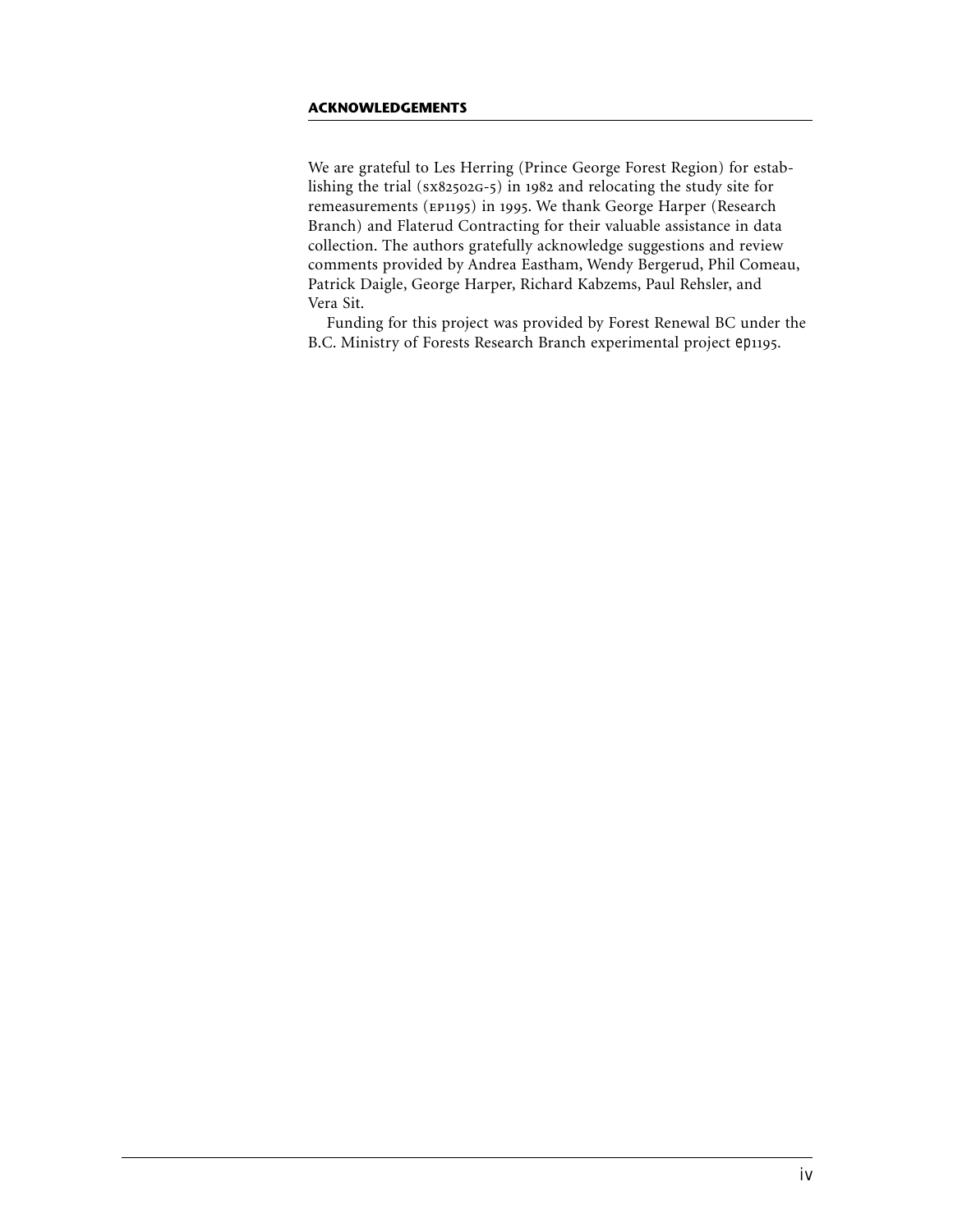## ACKNOWLEDGEMENTS

We are grateful to Les Herring (Prince George Forest Region) for establishing the trial (SX82502G-5) in 1982 and relocating the study site for remeasurements (EP1195) in 1995. We thank George Harper (Research Branch) and Flaterud Contracting for their valuable assistance in data collection. The authors gratefully acknowledge suggestions and review comments provided by Andrea Eastham, Wendy Bergerud, Phil Comeau, Patrick Daigle, George Harper, Richard Kabzems, Paul Rehsler, and Vera Sit.

Funding for this project was provided by Forest Renewal BC under the B.C. Ministry of Forests Research Branch experimental project EP1195.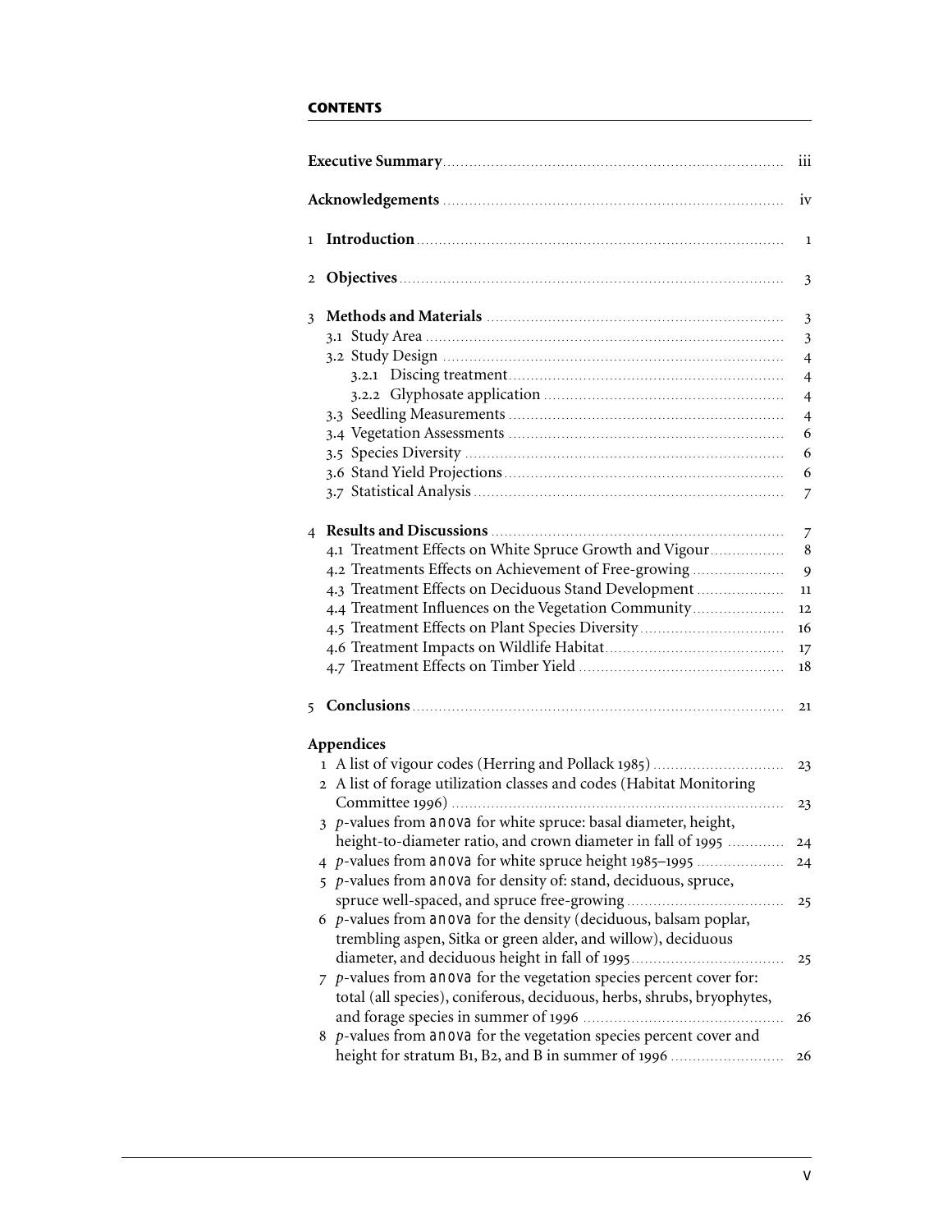## CONTENTS

| | |
|---|---|
| **Executive Summary** | iii |
| **Acknowledgements** | iv |
| 1 **Introduction** | 1 |
| 2 **Objectives** | 3 |
| 3 **Methods and Materials** | 3 |
| 3.1 Study Area | 3 |
| 3.2 Study Design | 4 |
| 3.2.1 Discing treatment | 4 |
| 3.2.2 Glyphosate application | 4 |
| 3.3 Seedling Measurements | 4 |
| 3.4 Vegetation Assessments | 6 |
| 3.5 Species Diversity | 6 |
| 3.6 Stand Yield Projections | 6 |
| 3.7 Statistical Analysis | 7 |
| 4 **Results and Discussions** | 7 |
| 4.1 Treatment Effects on White Spruce Growth and Vigour | 8 |
| 4.2 Treatments Effects on Achievement of Free-growing | 9 |
| 4.3 Treatment Effects on Deciduous Stand Development | 11 |
| 4.4 Treatment Influences on the Vegetation Community | 12 |
| 4.5 Treatment Effects on Plant Species Diversity | 16 |
| 4.6 Treatment Impacts on Wildlife Habitat | 17 |
| 4.7 Treatment Effects on Timber Yield | 18 |
| 5 **Conclusions** | 21 |

**Appendices**

| | |
|---|---|
| 1 A list of vigour codes (Herring and Pollack 1985) | 23 |
| 2 A list of forage utilization classes and codes (Habitat Monitoring Committee 1996) | 23 |
| 3 *p*-values from ANOVA for white spruce: basal diameter, height, height-to-diameter ratio, and crown diameter in fall of 1995 | 24 |
| 4 *p*-values from ANOVA for white spruce height 1985–1995 | 24 |
| 5 *p*-values from ANOVA for density of: stand, deciduous, spruce, spruce well-spaced, and spruce free-growing | 25 |
| 6 *p*-values from ANOVA for the density (deciduous, balsam poplar, trembling aspen, Sitka or green alder, and willow), deciduous diameter, and deciduous height in fall of 1995 | 25 |
| 7 *p*-values from ANOVA for the vegetation species percent cover for: total (all species), coniferous, deciduous, herbs, shrubs, bryophytes, and forage species in summer of 1996 | 26 |
| 8 *p*-values from ANOVA for the vegetation species percent cover and height for stratum B1, B2, and B in summer of 1996 | 26 |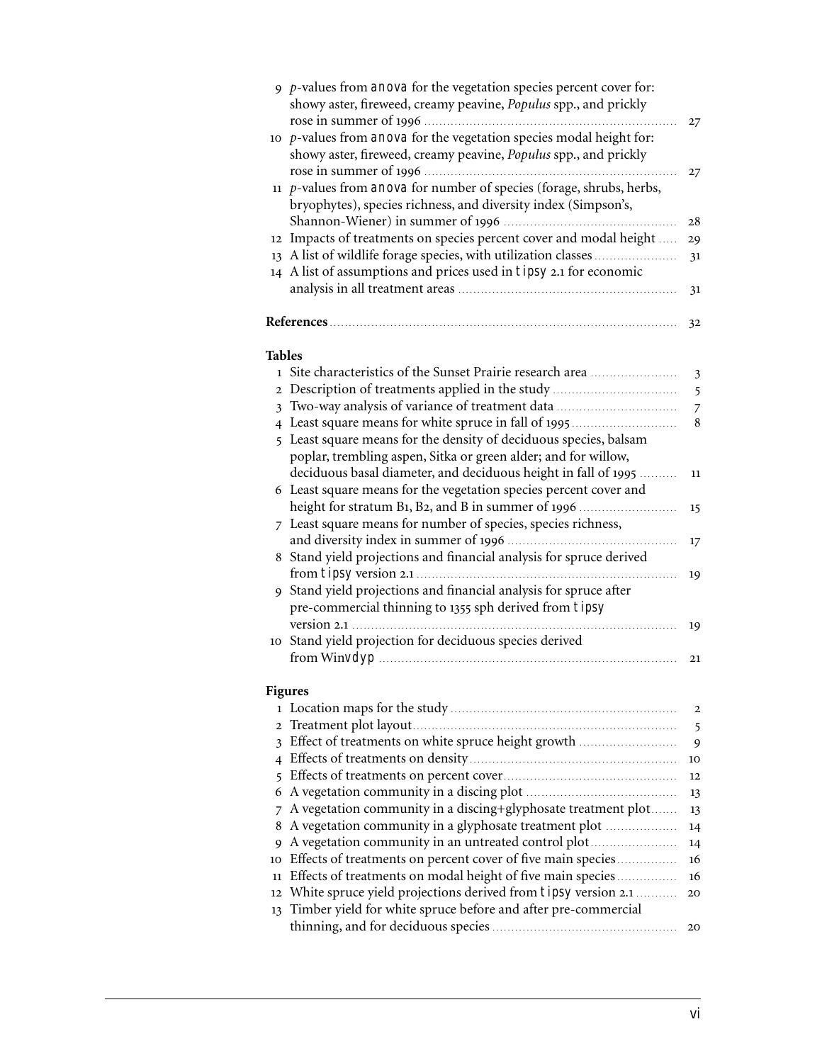9 *p*-values from anova for the vegetation species percent cover for: showy aster, fireweed, creamy peavine, *Populus* spp., and prickly rose in summer of 1996 ..... 27

10 *p*-values from anova for the vegetation species modal height for: showy aster, fireweed, creamy peavine, *Populus* spp., and prickly rose in summer of 1996 ..... 27

11 *p*-values from anova for number of species (forage, shrubs, herbs, bryophytes), species richness, and diversity index (Simpson's, Shannon-Wiener) in summer of 1996 ..... 28

12 Impacts of treatments on species percent cover and modal height ..... 29

13 A list of wildlife forage species, with utilization classes ..... 31

14 A list of assumptions and prices used in tipsy 2.1 for economic analysis in all treatment areas ..... 31

**References** ..... 32

## Tables

1 Site characteristics of the Sunset Prairie research area ..... 3

2 Description of treatments applied in the study ..... 5

3 Two-way analysis of variance of treatment data ..... 7

4 Least square means for white spruce in fall of 1995 ..... 8

5 Least square means for the density of deciduous species, balsam poplar, trembling aspen, Sitka or green alder; and for willow, deciduous basal diameter, and deciduous height in fall of 1995 ..... 11

6 Least square means for the vegetation species percent cover and height for stratum B1, B2, and B in summer of 1996 ..... 15

7 Least square means for number of species, species richness, and diversity index in summer of 1996 ..... 17

8 Stand yield projections and financial analysis for spruce derived from tipsy version 2.1 ..... 19

9 Stand yield projections and financial analysis for spruce after pre-commercial thinning to 1355 sph derived from tipsy version 2.1 ..... 19

10 Stand yield projection for deciduous species derived from Winvdyp ..... 21

## Figures

1 Location maps for the study ..... 2

2 Treatment plot layout ..... 5

3 Effect of treatments on white spruce height growth ..... 9

4 Effects of treatments on density ..... 10

5 Effects of treatments on percent cover ..... 12

6 A vegetation community in a discing plot ..... 13

7 A vegetation community in a discing+glyphosate treatment plot ..... 13

8 A vegetation community in a glyphosate treatment plot ..... 14

9 A vegetation community in an untreated control plot ..... 14

10 Effects of treatments on percent cover of five main species ..... 16

11 Effects of treatments on modal height of five main species ..... 16

12 White spruce yield projections derived from tipsy version 2.1 ..... 20

13 Timber yield for white spruce before and after pre-commercial thinning, and for deciduous species ..... 20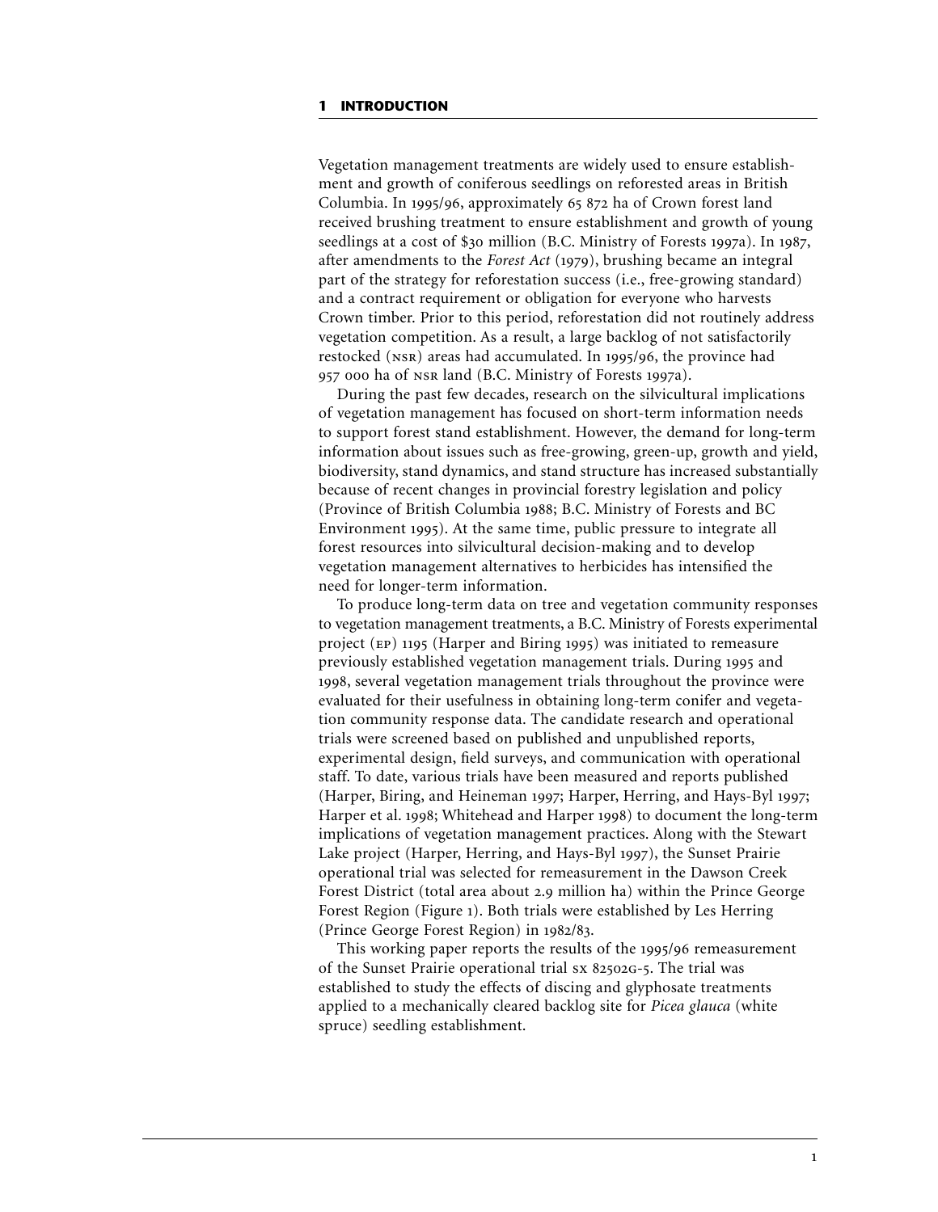## 1 INTRODUCTION

Vegetation management treatments are widely used to ensure establishment and growth of coniferous seedlings on reforested areas in British Columbia. In 1995/96, approximately 65 872 ha of Crown forest land received brushing treatment to ensure establishment and growth of young seedlings at a cost of $30 million (B.C. Ministry of Forests 1997a). In 1987, after amendments to the *Forest Act* (1979), brushing became an integral part of the strategy for reforestation success (i.e., free-growing standard) and a contract requirement or obligation for everyone who harvests Crown timber. Prior to this period, reforestation did not routinely address vegetation competition. As a result, a large backlog of not satisfactorily restocked (NSR) areas had accumulated. In 1995/96, the province had 957 000 ha of NSR land (B.C. Ministry of Forests 1997a).

During the past few decades, research on the silvicultural implications of vegetation management has focused on short-term information needs to support forest stand establishment. However, the demand for long-term information about issues such as free-growing, green-up, growth and yield, biodiversity, stand dynamics, and stand structure has increased substantially because of recent changes in provincial forestry legislation and policy (Province of British Columbia 1988; B.C. Ministry of Forests and BC Environment 1995). At the same time, public pressure to integrate all forest resources into silvicultural decision-making and to develop vegetation management alternatives to herbicides has intensified the need for longer-term information.

To produce long-term data on tree and vegetation community responses to vegetation management treatments, a B.C. Ministry of Forests experimental project (EP) 1195 (Harper and Biring 1995) was initiated to remeasure previously established vegetation management trials. During 1995 and 1998, several vegetation management trials throughout the province were evaluated for their usefulness in obtaining long-term conifer and vegetation community response data. The candidate research and operational trials were screened based on published and unpublished reports, experimental design, field surveys, and communication with operational staff. To date, various trials have been measured and reports published (Harper, Biring, and Heineman 1997; Harper, Herring, and Hays-Byl 1997; Harper et al. 1998; Whitehead and Harper 1998) to document the long-term implications of vegetation management practices. Along with the Stewart Lake project (Harper, Herring, and Hays-Byl 1997), the Sunset Prairie operational trial was selected for remeasurement in the Dawson Creek Forest District (total area about 2.9 million ha) within the Prince George Forest Region (Figure 1). Both trials were established by Les Herring (Prince George Forest Region) in 1982/83.

This working paper reports the results of the 1995/96 remeasurement of the Sunset Prairie operational trial SX 82502G-5. The trial was established to study the effects of discing and glyphosate treatments applied to a mechanically cleared backlog site for *Picea glauca* (white spruce) seedling establishment.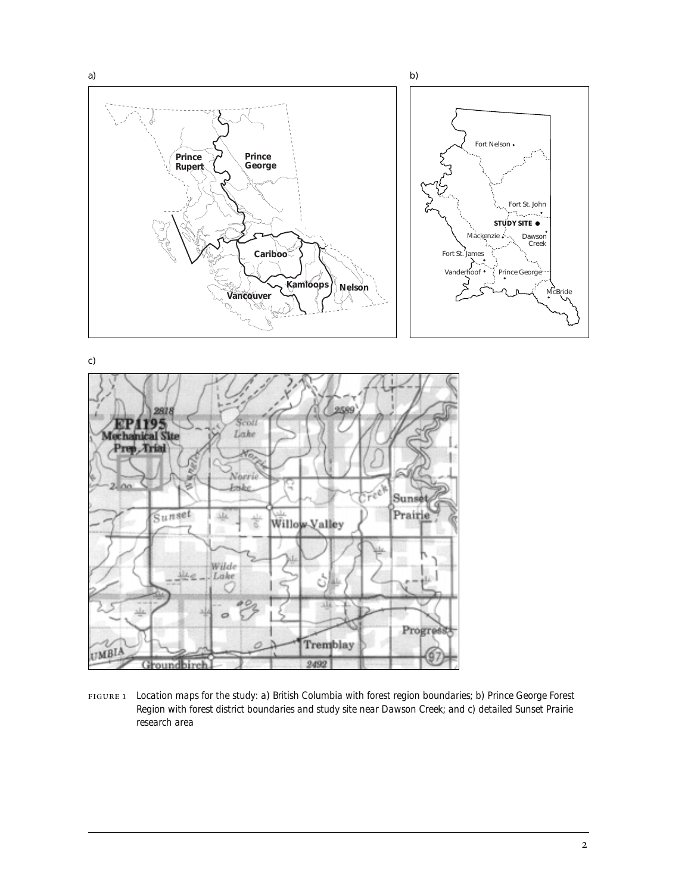FIGURE 1 Location maps for the study: a) British Columbia with forest region boundaries; b) Prince George Forest Region with forest district boundaries and study site near Dawson Creek; and c) detailed Sunset Prairie research area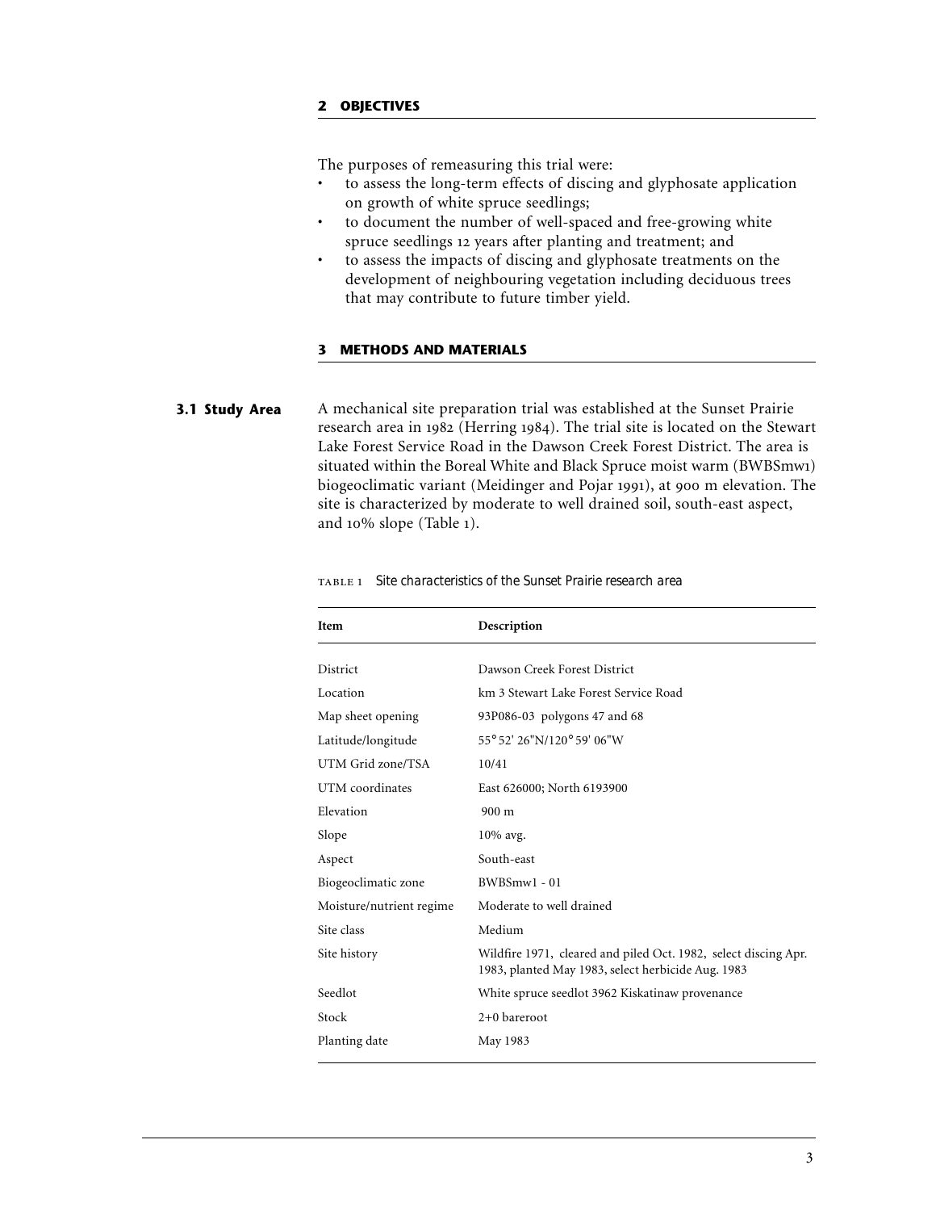## 2 OBJECTIVES

The purposes of remeasuring this trial were:

- to assess the long-term effects of discing and glyphosate application on growth of white spruce seedlings;
- to document the number of well-spaced and free-growing white spruce seedlings 12 years after planting and treatment; and
- to assess the impacts of discing and glyphosate treatments on the development of neighbouring vegetation including deciduous trees that may contribute to future timber yield.

## 3 METHODS AND MATERIALS

### 3.1 Study Area

A mechanical site preparation trial was established at the Sunset Prairie research area in 1982 (Herring 1984). The trial site is located on the Stewart Lake Forest Service Road in the Dawson Creek Forest District. The area is situated within the Boreal White and Black Spruce moist warm (BWBSmw1) biogeoclimatic variant (Meidinger and Pojar 1991), at 900 m elevation. The site is characterized by moderate to well drained soil, south-east aspect, and 10% slope (Table 1).

TABLE 1 *Site characteristics of the Sunset Prairie research area*

| Item | Description |
|---|---|
| District | Dawson Creek Forest District |
| Location | km 3 Stewart Lake Forest Service Road |
| Map sheet opening | 93P086-03 polygons 47 and 68 |
| Latitude/longitude | 55° 52' 26"N/120° 59' 06"W |
| UTM Grid zone/TSA | 10/41 |
| UTM coordinates | East 626000; North 6193900 |
| Elevation | 900 m |
| Slope | 10% avg. |
| Aspect | South-east |
| Biogeoclimatic zone | BWBSmw1 - 01 |
| Moisture/nutrient regime | Moderate to well drained |
| Site class | Medium |
| Site history | Wildfire 1971, cleared and piled Oct. 1982, select discing Apr. 1983, planted May 1983, select herbicide Aug. 1983 |
| Seedlot | White spruce seedlot 3962 Kiskatinaw provenance |
| Stock | 2+0 bareroot |
| Planting date | May 1983 |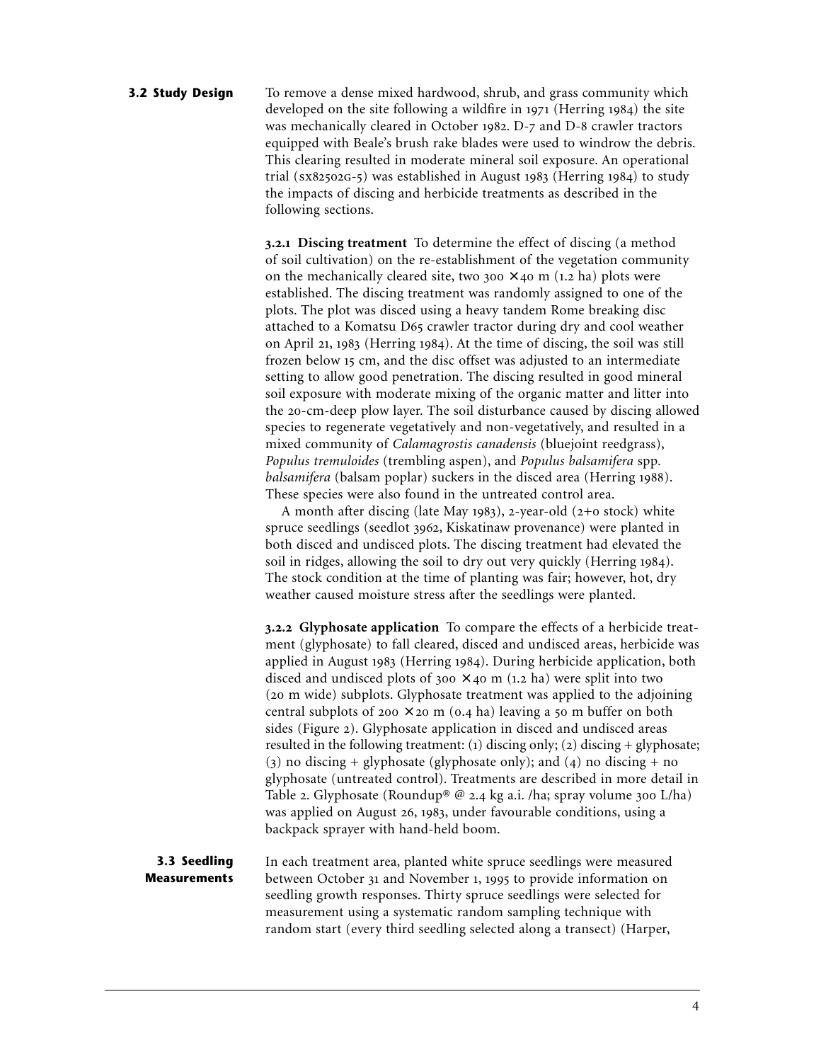## 3.2 Study Design

To remove a dense mixed hardwood, shrub, and grass community which developed on the site following a wildfire in 1971 (Herring 1984) the site was mechanically cleared in October 1982. D-7 and D-8 crawler tractors equipped with Beale's brush rake blades were used to windrow the debris. This clearing resulted in moderate mineral soil exposure. An operational trial (SX82502G-5) was established in August 1983 (Herring 1984) to study the impacts of discing and herbicide treatments as described in the following sections.

**3.2.1 Discing treatment** To determine the effect of discing (a method of soil cultivation) on the re-establishment of the vegetation community on the mechanically cleared site, two 300 × 40 m (1.2 ha) plots were established. The discing treatment was randomly assigned to one of the plots. The plot was disced using a heavy tandem Rome breaking disc attached to a Komatsu D65 crawler tractor during dry and cool weather on April 21, 1983 (Herring 1984). At the time of discing, the soil was still frozen below 15 cm, and the disc offset was adjusted to an intermediate setting to allow good penetration. The discing resulted in good mineral soil exposure with moderate mixing of the organic matter and litter into the 20-cm-deep plow layer. The soil disturbance caused by discing allowed species to regenerate vegetatively and non-vegetatively, and resulted in a mixed community of *Calamagrostis canadensis* (bluejoint reedgrass), *Populus tremuloides* (trembling aspen), and *Populus balsamifera* spp. *balsamifera* (balsam poplar) suckers in the disced area (Herring 1988). These species were also found in the untreated control area.

A month after discing (late May 1983), 2-year-old (2+0 stock) white spruce seedlings (seedlot 3962, Kiskatinaw provenance) were planted in both disced and undisced plots. The discing treatment had elevated the soil in ridges, allowing the soil to dry out very quickly (Herring 1984). The stock condition at the time of planting was fair; however, hot, dry weather caused moisture stress after the seedlings were planted.

**3.2.2 Glyphosate application** To compare the effects of a herbicide treatment (glyphosate) to fall cleared, disced and undisced areas, herbicide was applied in August 1983 (Herring 1984). During herbicide application, both disced and undisced plots of 300 × 40 m (1.2 ha) were split into two (20 m wide) subplots. Glyphosate treatment was applied to the adjoining central subplots of 200 × 20 m (0.4 ha) leaving a 50 m buffer on both sides (Figure 2). Glyphosate application in disced and undisced areas resulted in the following treatment: (1) discing only; (2) discing + glyphosate; (3) no discing + glyphosate (glyphosate only); and (4) no discing + no glyphosate (untreated control). Treatments are described in more detail in Table 2. Glyphosate (Roundup® @ 2.4 kg a.i. /ha; spray volume 300 L/ha) was applied on August 26, 1983, under favourable conditions, using a backpack sprayer with hand-held boom.

## 3.3 Seedling Measurements

In each treatment area, planted white spruce seedlings were measured between October 31 and November 1, 1995 to provide information on seedling growth responses. Thirty spruce seedlings were selected for measurement using a systematic random sampling technique with random start (every third seedling selected along a transect) (Harper,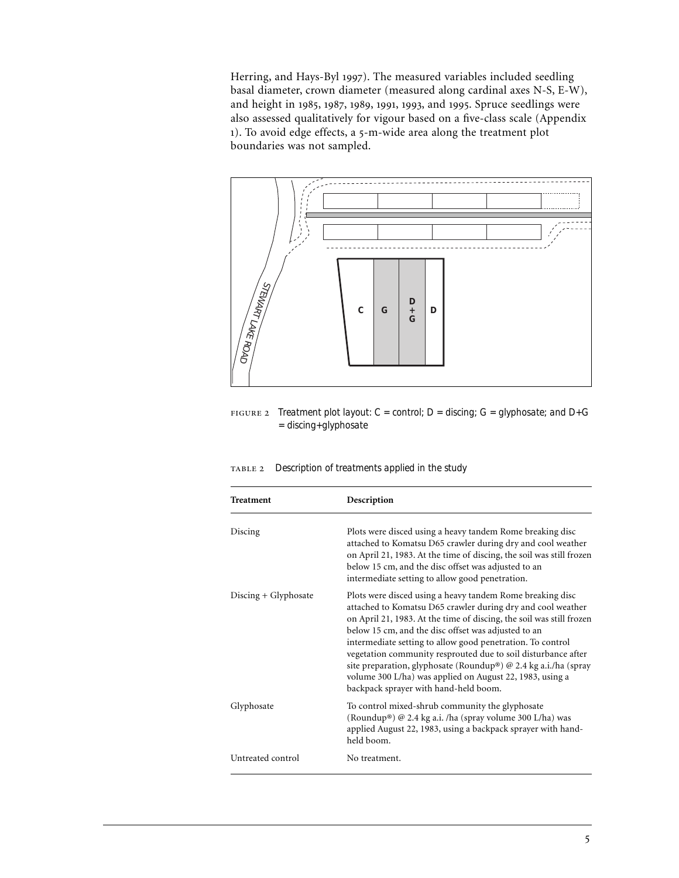Herring, and Hays-Byl 1997). The measured variables included seedling basal diameter, crown diameter (measured along cardinal axes N-S, E-W), and height in 1985, 1987, 1989, 1991, 1993, and 1995. Spruce seedlings were also assessed qualitatively for vigour based on a five-class scale (Appendix 1). To avoid edge effects, a 5-m-wide area along the treatment plot boundaries was not sampled.

FIGURE 2 *Treatment plot layout: C = control; D = discing; G = glyphosate; and D+G = discing+glyphosate*

TABLE 2 *Description of treatments applied in the study*

| Treatment | Description |
|---|---|
| Discing | Plots were disced using a heavy tandem Rome breaking disc attached to Komatsu D65 crawler during dry and cool weather on April 21, 1983. At the time of discing, the soil was still frozen below 15 cm, and the disc offset was adjusted to an intermediate setting to allow good penetration. |
| Discing + Glyphosate | Plots were disced using a heavy tandem Rome breaking disc attached to Komatsu D65 crawler during dry and cool weather on April 21, 1983. At the time of discing, the soil was still frozen below 15 cm, and the disc offset was adjusted to an intermediate setting to allow good penetration. To control vegetation community resprouted due to soil disturbance after site preparation, glyphosate (Roundup®) @ 2.4 kg a.i./ha (spray volume 300 L/ha) was applied on August 22, 1983, using a backpack sprayer with hand-held boom. |
| Glyphosate | To control mixed-shrub community the glyphosate (Roundup®) @ 2.4 kg a.i. /ha (spray volume 300 L/ha) was applied August 22, 1983, using a backpack sprayer with hand-held boom. |
| Untreated control | No treatment. |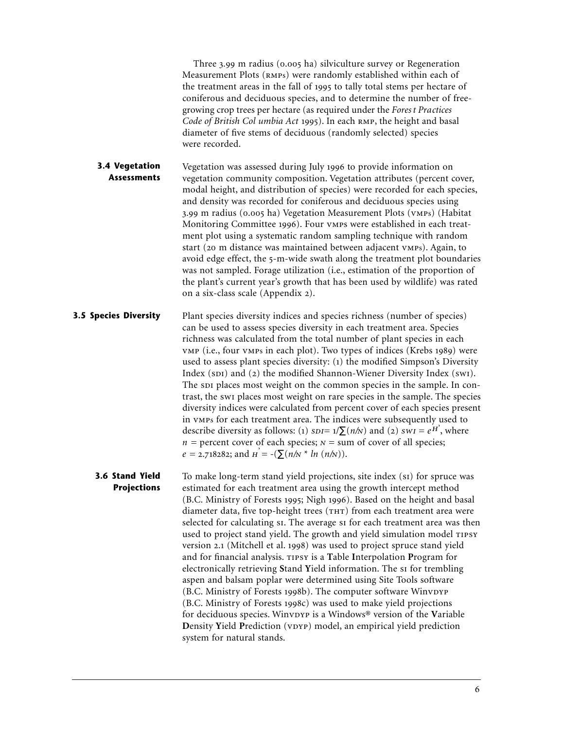Three 3.99 m radius (0.005 ha) silviculture survey or Regeneration Measurement Plots (RMPs) were randomly established within each of the treatment areas in the fall of 1995 to tally total stems per hectare of coniferous and deciduous species, and to determine the number of free-growing crop trees per hectare (as required under the *Forest Practices Code of British Columbia Act* 1995). In each RMP, the height and basal diameter of five stems of deciduous (randomly selected) species were recorded.

### 3.4 Vegetation Assessments

Vegetation was assessed during July 1996 to provide information on vegetation community composition. Vegetation attributes (percent cover, modal height, and distribution of species) were recorded for each species, and density was recorded for coniferous and deciduous species using 3.99 m radius (0.005 ha) Vegetation Measurement Plots (VMPs) (Habitat Monitoring Committee 1996). Four VMPs were established in each treatment plot using a systematic random sampling technique with random start (20 m distance was maintained between adjacent VMPs). Again, to avoid edge effect, the 5-m-wide swath along the treatment plot boundaries was not sampled. Forage utilization (i.e., estimation of the proportion of the plant's current year's growth that has been used by wildlife) was rated on a six-class scale (Appendix 2).

### 3.5 Species Diversity

Plant species diversity indices and species richness (number of species) can be used to assess species diversity in each treatment area. Species richness was calculated from the total number of plant species in each VMP (i.e., four VMPs in each plot). Two types of indices (Krebs 1989) were used to assess plant species diversity: (1) the modified Simpson's Diversity Index (SDI) and (2) the modified Shannon-Wiener Diversity Index (SWI). The SDI places most weight on the common species in the sample. In contrast, the SWI places most weight on rare species in the sample. The species diversity indices were calculated from percent cover of each species present in VMPs for each treatment area. The indices were subsequently used to describe diversity as follows: (1) $SDI = 1/\sum(n/N)$ and (2) $SWI = e^{H'}$, where $n$ = percent cover of each species; $N$ = sum of cover of all species; $e = 2.718282$; and $H' = -(\sum(n/N * \ln(n/N)))$.

### 3.6 Stand Yield Projections

To make long-term stand yield projections, site index (SI) for spruce was estimated for each treatment area using the growth intercept method (B.C. Ministry of Forests 1995; Nigh 1996). Based on the height and basal diameter data, five top-height trees (THT) from each treatment area were selected for calculating SI. The average SI for each treatment area was then used to project stand yield. The growth and yield simulation model TIPSY version 2.1 (Mitchell et al. 1998) was used to project spruce stand yield and for financial analysis. TIPSY is a **T**able **I**nterpolation **P**rogram for electronically retrieving **S**tand **Y**ield information. The SI for trembling aspen and balsam poplar were determined using Site Tools software (B.C. Ministry of Forests 1998b). The computer software WinVDYP (B.C. Ministry of Forests 1998c) was used to make yield projections for deciduous species. WinVDYP is a Windows® version of the **V**ariable **D**ensity **Y**ield **P**rediction (VDYP) model, an empirical yield prediction system for natural stands.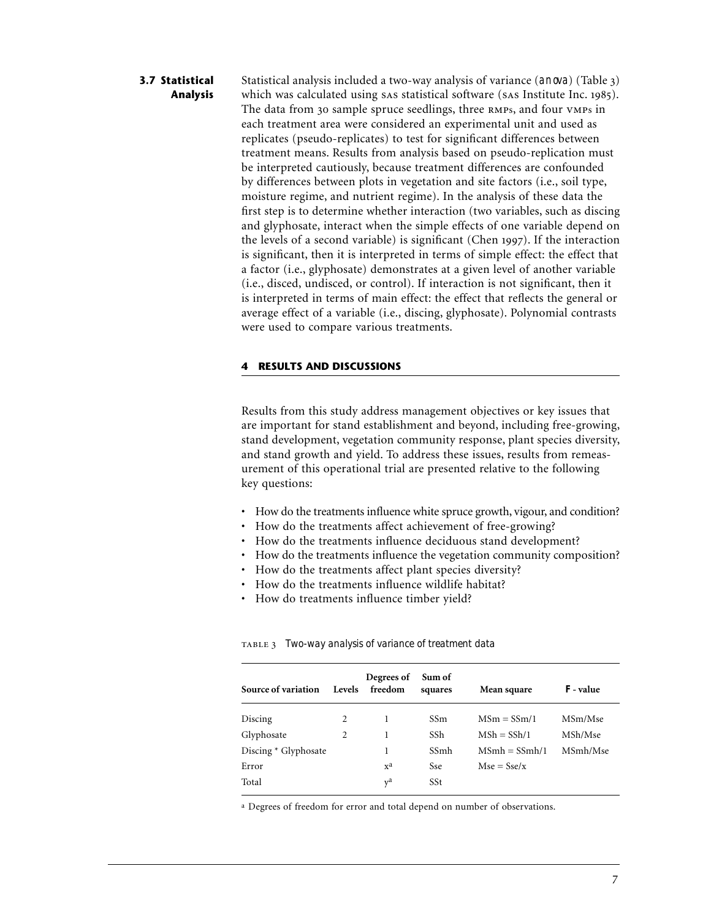### 3.7 Statistical Analysis

Statistical analysis included a two-way analysis of variance (ANOVA) (Table 3) which was calculated using SAS statistical software (SAS Institute Inc. 1985). The data from 30 sample spruce seedlings, three RMPs, and four VMPs in each treatment area were considered an experimental unit and used as replicates (pseudo-replicates) to test for significant differences between treatment means. Results from analysis based on pseudo-replication must be interpreted cautiously, because treatment differences are confounded by differences between plots in vegetation and site factors (i.e., soil type, moisture regime, and nutrient regime). In the analysis of these data the first step is to determine whether interaction (two variables, such as discing and glyphosate, interact when the simple effects of one variable depend on the levels of a second variable) is significant (Chen 1997). If the interaction is significant, then it is interpreted in terms of simple effect: the effect that a factor (i.e., glyphosate) demonstrates at a given level of another variable (i.e., disced, undisced, or control). If interaction is not significant, then it is interpreted in terms of main effect: the effect that reflects the general or average effect of a variable (i.e., discing, glyphosate). Polynomial contrasts were used to compare various treatments.

## 4 RESULTS AND DISCUSSIONS

Results from this study address management objectives or key issues that are important for stand establishment and beyond, including free-growing, stand development, vegetation community response, plant species diversity, and stand growth and yield. To address these issues, results from remeasurement of this operational trial are presented relative to the following key questions:

- How do the treatments influence white spruce growth, vigour, and condition?
- How do the treatments affect achievement of free-growing?
- How do the treatments influence deciduous stand development?
- How do the treatments influence the vegetation community composition?
- How do the treatments affect plant species diversity?
- How do the treatments influence wildlife habitat?
- How do treatments influence timber yield?

TABLE 3 *Two-way analysis of variance of treatment data*

| Source of variation | Levels | Degrees of freedom | Sum of squares | Mean square | *F* - value |
|---|---|---|---|---|---|
| Discing | 2 | 1 | SSm | MSm = SSm/1 | MSm/Mse |
| Glyphosate | 2 | 1 | SSh | MSh = SSh/1 | MSh/Mse |
| Discing * Glyphosate | | 1 | SSmh | MSmh = SSmh/1 | MSmh/Mse |
| Error | | x[a] | Sse | Mse = Sse/x | |
| Total | | y[a] | SSt | | |

[a] Degrees of freedom for error and total depend on number of observations.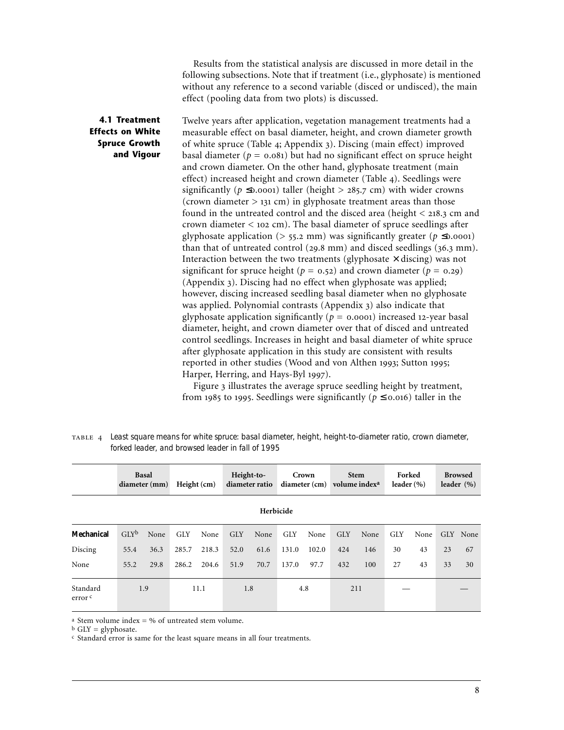Results from the statistical analysis are discussed in more detail in the following subsections. Note that if treatment (i.e., glyphosate) is mentioned without any reference to a second variable (disced or undisced), the main effect (pooling data from two plots) is discussed.

### 4.1 Treatment Effects on White Spruce Growth and Vigour

Twelve years after application, vegetation management treatments had a measurable effect on basal diameter, height, and crown diameter growth of white spruce (Table 4; Appendix 3). Discing (main effect) improved basal diameter ($p = 0.081$) but had no significant effect on spruce height and crown diameter. On the other hand, glyphosate treatment (main effect) increased height and crown diameter (Table 4). Seedlings were significantly ($p \leq 0.0001$) taller (height > 285.7 cm) with wider crowns (crown diameter > 131 cm) in glyphosate treatment areas than those found in the untreated control and the disced area (height < 218.3 cm and crown diameter < 102 cm). The basal diameter of spruce seedlings after glyphosate application (> 55.2 mm) was significantly greater ($p \leq 0.0001$) than that of untreated control (29.8 mm) and disced seedlings (36.3 mm). Interaction between the two treatments (glyphosate × discing) was not significant for spruce height ($p = 0.52$) and crown diameter ($p = 0.29$) (Appendix 3). Discing had no effect when glyphosate was applied; however, discing increased seedling basal diameter when no glyphosate was applied. Polynomial contrasts (Appendix 3) also indicate that glyphosate application significantly ($p = 0.0001$) increased 12-year basal diameter, height, and crown diameter over that of disced and untreated control seedlings. Increases in height and basal diameter of white spruce after glyphosate application in this study are consistent with results reported in other studies (Wood and von Althen 1993; Sutton 1995; Harper, Herring, and Hays-Byl 1997).

Figure 3 illustrates the average spruce seedling height by treatment, from 1985 to 1995. Seedlings were significantly ($p \leq 0.016$) taller in the

TABLE 4 *Least square means for white spruce: basal diameter, height, height-to-diameter ratio, crown diameter, forked leader, and browsed leader in fall of 1995*

| | Basal diameter (mm) | | Height (cm) | | Height-to-diameter ratio | | Crown diameter (cm) | | Stem volume index[a] | | Forked leader (%) | | Browsed leader (%) | |
|---|---|---|---|---|---|---|---|---|---|---|---|---|---|---|
| | **Herbicide** | | | | | | | | | | | | | |
| **Mechanical** | GLY[b] | None | GLY | None | GLY | None | GLY | None | GLY | None | GLY | None | GLY | None |
| Discing | 55.4 | 36.3 | 285.7 | 218.3 | 52.0 | 61.6 | 131.0 | 102.0 | 424 | 146 | 30 | 43 | 23 | 67 |
| None | 55.2 | 29.8 | 286.2 | 204.6 | 51.9 | 70.7 | 137.0 | 97.7 | 432 | 100 | 27 | 43 | 33 | 30 |
| Standard error[c] | 1.9 | | 11.1 | | 1.8 | | 4.8 | | 211 | | — | | — | |

[a] Stem volume index = % of untreated stem volume.
[b] GLY = glyphosate.
[c] Standard error is same for the least square means in all four treatments.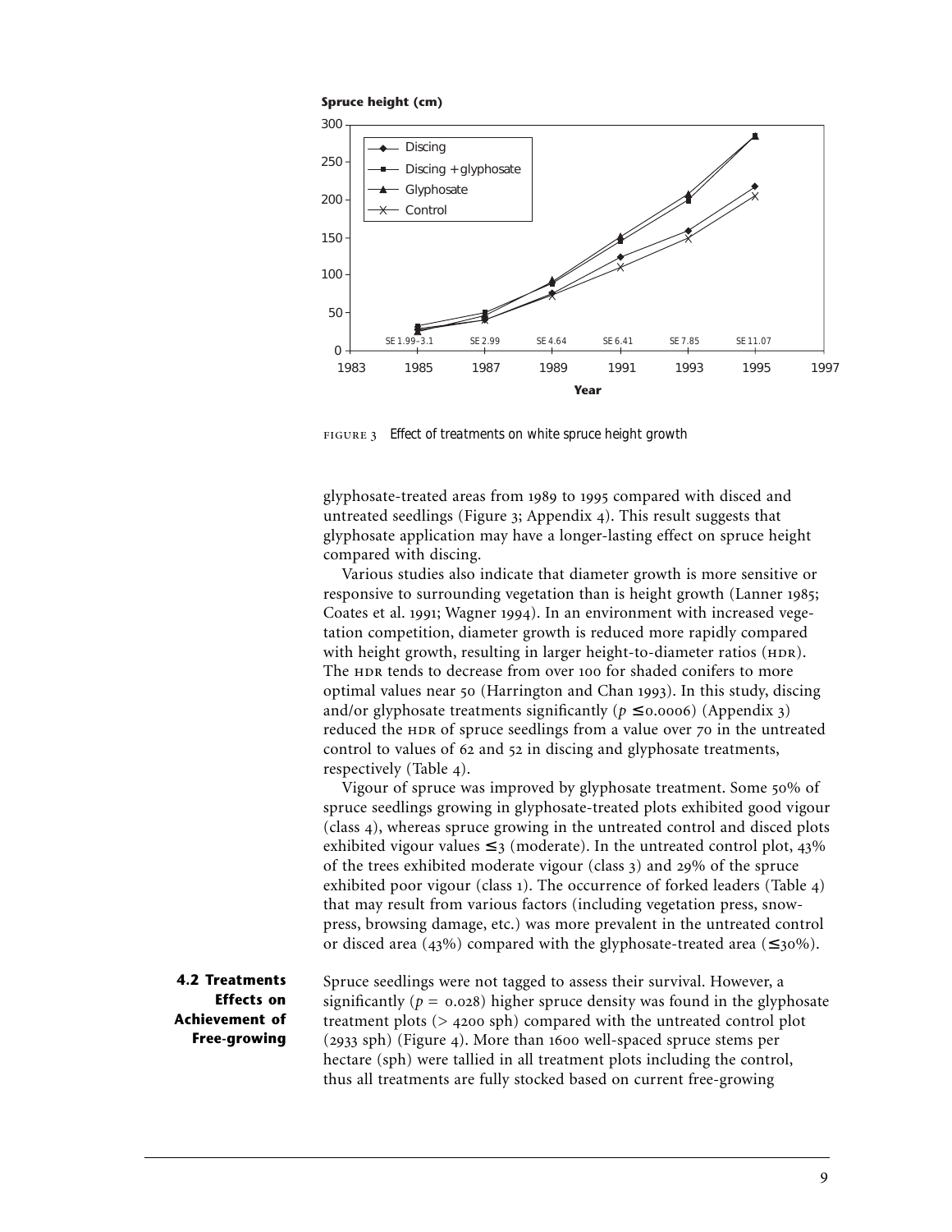FIGURE 3 Effect of treatments on white spruce height growth

glyphosate-treated areas from 1989 to 1995 compared with disced and untreated seedlings (Figure 3; Appendix 4). This result suggests that glyphosate application may have a longer-lasting effect on spruce height compared with discing.

Various studies also indicate that diameter growth is more sensitive or responsive to surrounding vegetation than is height growth (Lanner 1985; Coates et al. 1991; Wagner 1994). In an environment with increased vegetation competition, diameter growth is reduced more rapidly compared with height growth, resulting in larger height-to-diameter ratios (HDR). The HDR tends to decrease from over 100 for shaded conifers to more optimal values near 50 (Harrington and Chan 1993). In this study, discing and/or glyphosate treatments significantly ($p \leq 0.0006$) (Appendix 3) reduced the HDR of spruce seedlings from a value over 70 in the untreated control to values of 62 and 52 in discing and glyphosate treatments, respectively (Table 4).

Vigour of spruce was improved by glyphosate treatment. Some 50% of spruce seedlings growing in glyphosate-treated plots exhibited good vigour (class 4), whereas spruce growing in the untreated control and disced plots exhibited vigour values ≤3 (moderate). In the untreated control plot, 43% of the trees exhibited moderate vigour (class 3) and 29% of the spruce exhibited poor vigour (class 1). The occurrence of forked leaders (Table 4) that may result from various factors (including vegetation press, snow-press, browsing damage, etc.) was more prevalent in the untreated control or disced area (43%) compared with the glyphosate-treated area (≤30%).

## 4.2 Treatments Effects on Achievement of Free-growing

Spruce seedlings were not tagged to assess their survival. However, a significantly ($p = 0.028$) higher spruce density was found in the glyphosate treatment plots (> 4200 sph) compared with the untreated control plot (2933 sph) (Figure 4). More than 1600 well-spaced spruce stems per hectare (sph) were tallied in all treatment plots including the control, thus all treatments are fully stocked based on current free-growing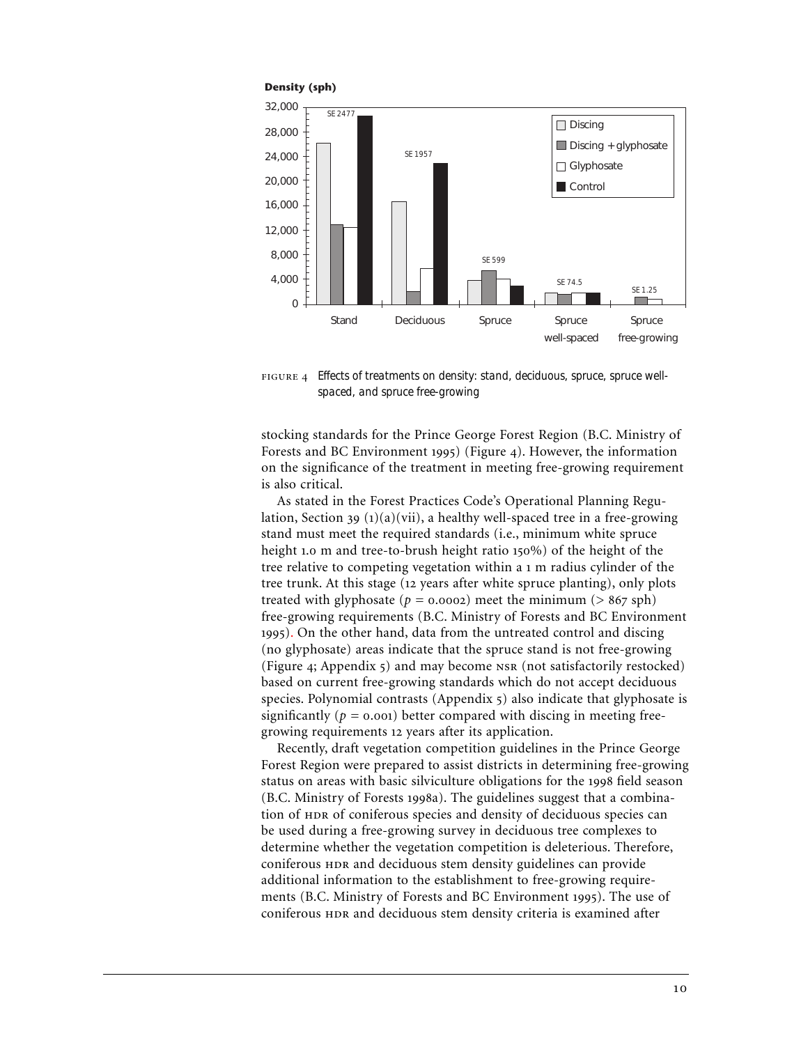FIGURE 4 *Effects of treatments on density: stand, deciduous, spruce, spruce well-spaced, and spruce free-growing*

stocking standards for the Prince George Forest Region (B.C. Ministry of Forests and BC Environment 1995) (Figure 4). However, the information on the significance of the treatment in meeting free-growing requirement is also critical.

As stated in the Forest Practices Code's Operational Planning Regulation, Section 39 (1)(a)(vii), a healthy well-spaced tree in a free-growing stand must meet the required standards (i.e., minimum white spruce height 1.0 m and tree-to-brush height ratio 150%) of the height of the tree relative to competing vegetation within a 1 m radius cylinder of the tree trunk. At this stage (12 years after white spruce planting), only plots treated with glyphosate ($p = 0.0002$) meet the minimum (> 867 sph) free-growing requirements (B.C. Ministry of Forests and BC Environment 1995). On the other hand, data from the untreated control and discing (no glyphosate) areas indicate that the spruce stand is not free-growing (Figure 4; Appendix 5) and may become NSR (not satisfactorily restocked) based on current free-growing standards which do not accept deciduous species. Polynomial contrasts (Appendix 5) also indicate that glyphosate is significantly ($p = 0.001$) better compared with discing in meeting free-growing requirements 12 years after its application.

Recently, draft vegetation competition guidelines in the Prince George Forest Region were prepared to assist districts in determining free-growing status on areas with basic silviculture obligations for the 1998 field season (B.C. Ministry of Forests 1998a). The guidelines suggest that a combination of HDR of coniferous species and density of deciduous species can be used during a free-growing survey in deciduous tree complexes to determine whether the vegetation competition is deleterious. Therefore, coniferous HDR and deciduous stem density guidelines can provide additional information to the establishment to free-growing requirements (B.C. Ministry of Forests and BC Environment 1995). The use of coniferous HDR and deciduous stem density criteria is examined after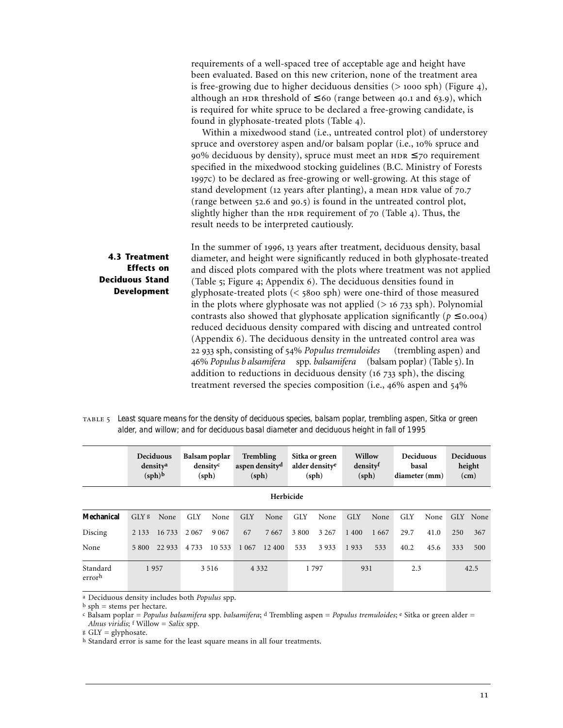requirements of a well-spaced tree of acceptable age and height have been evaluated. Based on this new criterion, none of the treatment area is free-growing due to higher deciduous densities (> 1000 sph) (Figure 4), although an HDR threshold of ≤60 (range between 40.1 and 63.9), which is required for white spruce to be declared a free-growing candidate, is found in glyphosate-treated plots (Table 4).

Within a mixedwood stand (i.e., untreated control plot) of understorey spruce and overstorey aspen and/or balsam poplar (i.e., 10% spruce and 90% deciduous by density), spruce must meet an HDR ≤70 requirement specified in the mixedwood stocking guidelines (B.C. Ministry of Forests 1997c) to be declared as free-growing or well-growing. At this stage of stand development (12 years after planting), a mean HDR value of 70.7 (range between 52.6 and 90.5) is found in the untreated control plot, slightly higher than the HDR requirement of 70 (Table 4). Thus, the result needs to be interpreted cautiously.

### 4.3 Treatment Effects on Deciduous Stand Development

In the summer of 1996, 13 years after treatment, deciduous density, basal diameter, and height were significantly reduced in both glyphosate-treated and disced plots compared with the plots where treatment was not applied (Table 5; Figure 4; Appendix 6). The deciduous densities found in glyphosate-treated plots (< 5800 sph) were one-third of those measured in the plots where glyphosate was not applied (> 16 733 sph). Polynomial contrasts also showed that glyphosate application significantly ($p \leq 0.004$) reduced deciduous density compared with discing and untreated control (Appendix 6). The deciduous density in the untreated control area was 22 933 sph, consisting of 54% *Populus tremuloides* (trembling aspen) and 46% *Populus balsamifera* spp. *balsamifera* (balsam poplar) (Table 5). In addition to reductions in deciduous density (16 733 sph), the discing treatment reversed the species composition (i.e., 46% aspen and 54%

TABLE 5 *Least square means for the density of deciduous species, balsam poplar, trembling aspen, Sitka or green alder, and willow; and for deciduous basal diameter and deciduous height in fall of 1995*

| | Deciduous density[a] (sph)[b] | | Balsam poplar density[c] (sph) | | Trembling aspen density[d] (sph) | | Sitka or green alder density[e] (sph) | | Willow density[f] (sph) | | Deciduous basal diameter (mm) | | Deciduous height (cm) | |
|---|---|---|---|---|---|---|---|---|---|---|---|---|---|---|
| | Herbicide | | | | | | | | | | | | | |
| **Mechanical** | GLY[g] | None | GLY | None | GLY | None | GLY | None | GLY | None | GLY | None | GLY | None |
| Discing | 2 133 | 16 733 | 2 067 | 9 067 | 67 | 7 667 | 3 800 | 3 267 | 1 400 | 1 667 | 29.7 | 41.0 | 250 | 367 |
| None | 5 800 | 22 933 | 4 733 | 10 533 | 1 067 | 12 400 | 533 | 3 933 | 1 933 | 533 | 40.2 | 45.6 | 333 | 500 |
| Standard error[h] | 1 957 | | 3 516 | | 4 332 | | 1 797 | | 931 | | 2.3 | | 42.5 | |

[a] Deciduous density includes both *Populus* spp.

[b] sph = stems per hectare.

[c] Balsam poplar = *Populus balsamifera* spp. *balsamifera*; [d] Trembling aspen = *Populus tremuloides*; [e] Sitka or green alder = *Alnus viridis*; [f] Willow = *Salix* spp.

[g] GLY = glyphosate.

[h] Standard error is same for the least square means in all four treatments.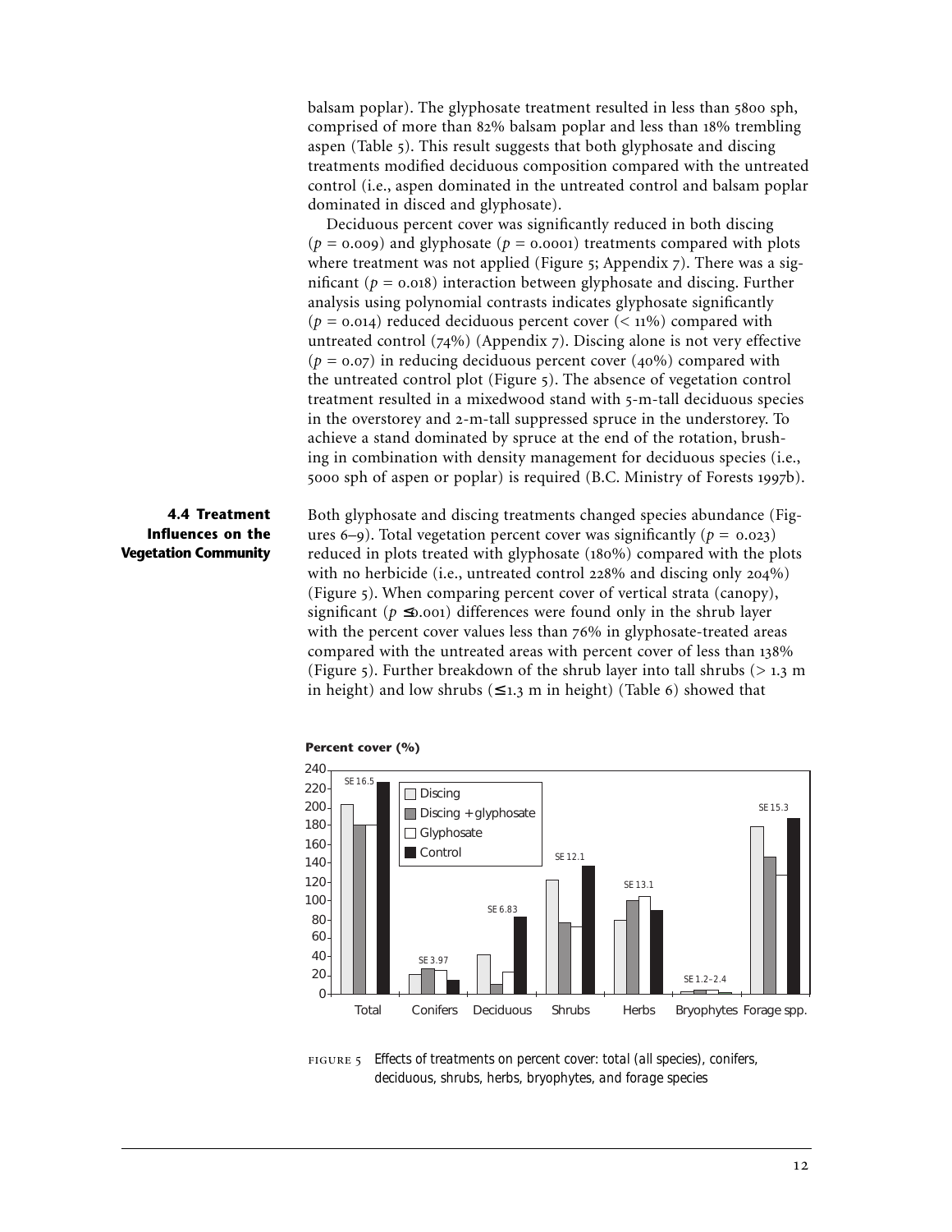balsam poplar). The glyphosate treatment resulted in less than 5800 sph, comprised of more than 82% balsam poplar and less than 18% trembling aspen (Table 5). This result suggests that both glyphosate and discing treatments modified deciduous composition compared with the untreated control (i.e., aspen dominated in the untreated control and balsam poplar dominated in disced and glyphosate).

Deciduous percent cover was significantly reduced in both discing ($p = 0.009$) and glyphosate ($p = 0.0001$) treatments compared with plots where treatment was not applied (Figure 5; Appendix 7). There was a significant ($p = 0.018$) interaction between glyphosate and discing. Further analysis using polynomial contrasts indicates glyphosate significantly ($p = 0.014$) reduced deciduous percent cover (< 11%) compared with untreated control (74%) (Appendix 7). Discing alone is not very effective ($p = 0.07$) in reducing deciduous percent cover (40%) compared with the untreated control plot (Figure 5). The absence of vegetation control treatment resulted in a mixedwood stand with 5-m-tall deciduous species in the overstorey and 2-m-tall suppressed spruce in the understorey. To achieve a stand dominated by spruce at the end of the rotation, brushing in combination with density management for deciduous species (i.e., 5000 sph of aspen or poplar) is required (B.C. Ministry of Forests 1997b).

### 4.4 Treatment Influences on the Vegetation Community

Both glyphosate and discing treatments changed species abundance (Figures 6–9). Total vegetation percent cover was significantly ($p = 0.023$) reduced in plots treated with glyphosate (180%) compared with the plots with no herbicide (i.e., untreated control 228% and discing only 204%) (Figure 5). When comparing percent cover of vertical strata (canopy), significant ($p \leq 0.001$) differences were found only in the shrub layer with the percent cover values less than 76% in glyphosate-treated areas compared with the untreated areas with percent cover of less than 138% (Figure 5). Further breakdown of the shrub layer into tall shrubs (> 1.3 m in height) and low shrubs (≤ 1.3 m in height) (Table 6) showed that

FIGURE 5 Effects of treatments on percent cover: total (all species), conifers, deciduous, shrubs, herbs, bryophytes, and forage species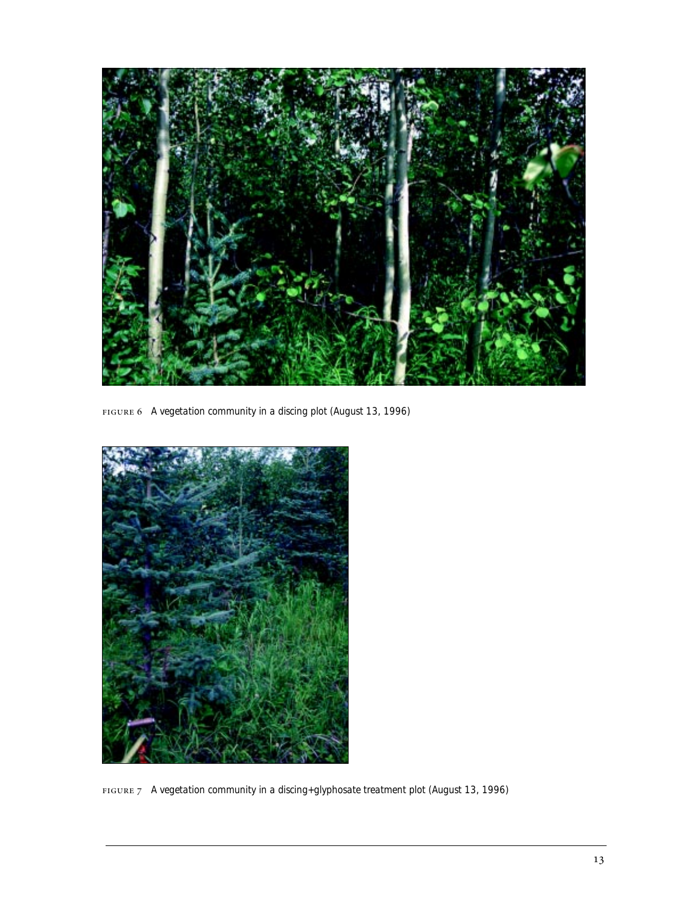FIGURE 6 A vegetation community in a discing plot (August 13, 1996)

FIGURE 7 A vegetation community in a discing+glyphosate treatment plot (August 13, 1996)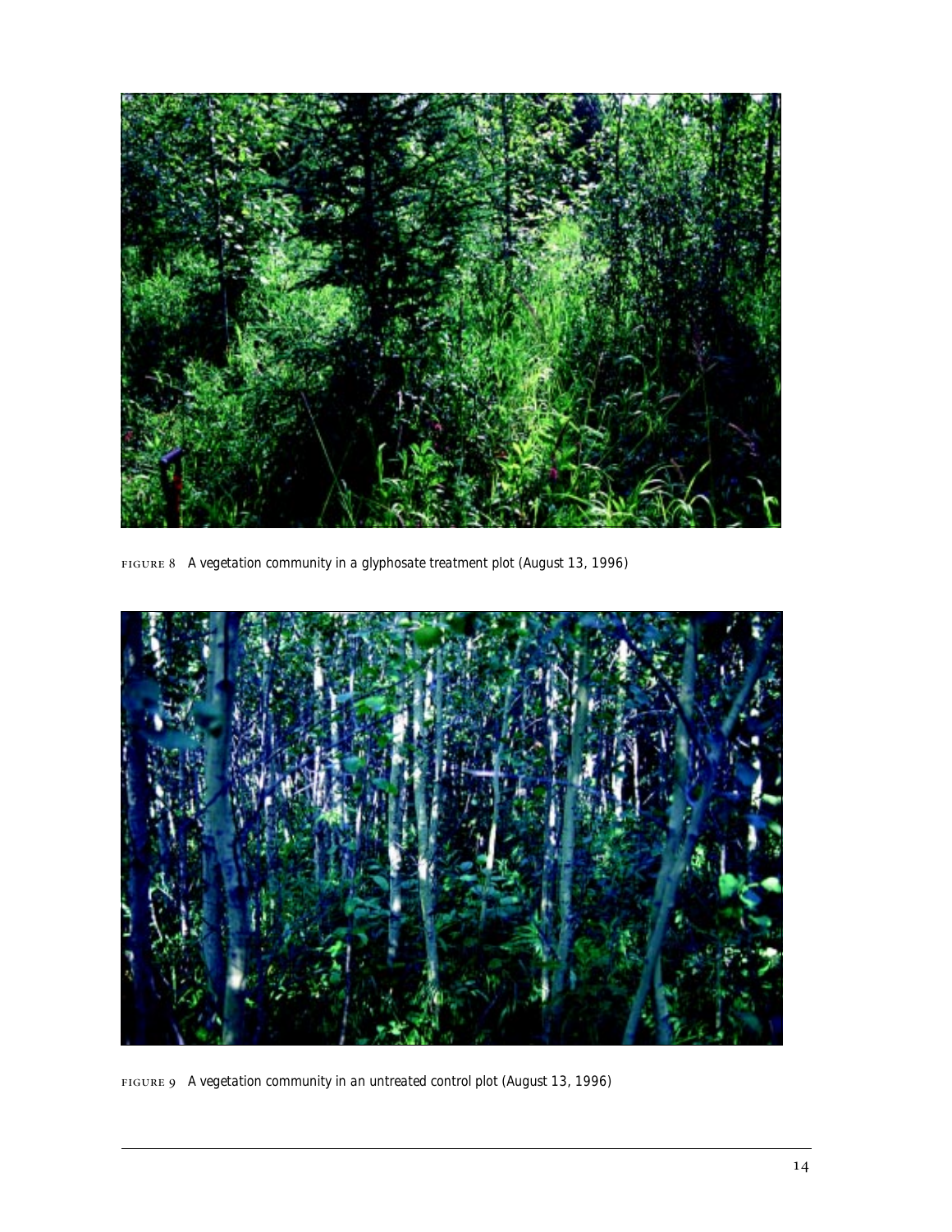FIGURE 8 A vegetation community in a glyphosate treatment plot (August 13, 1996)

FIGURE 9 A vegetation community in an untreated control plot (August 13, 1996)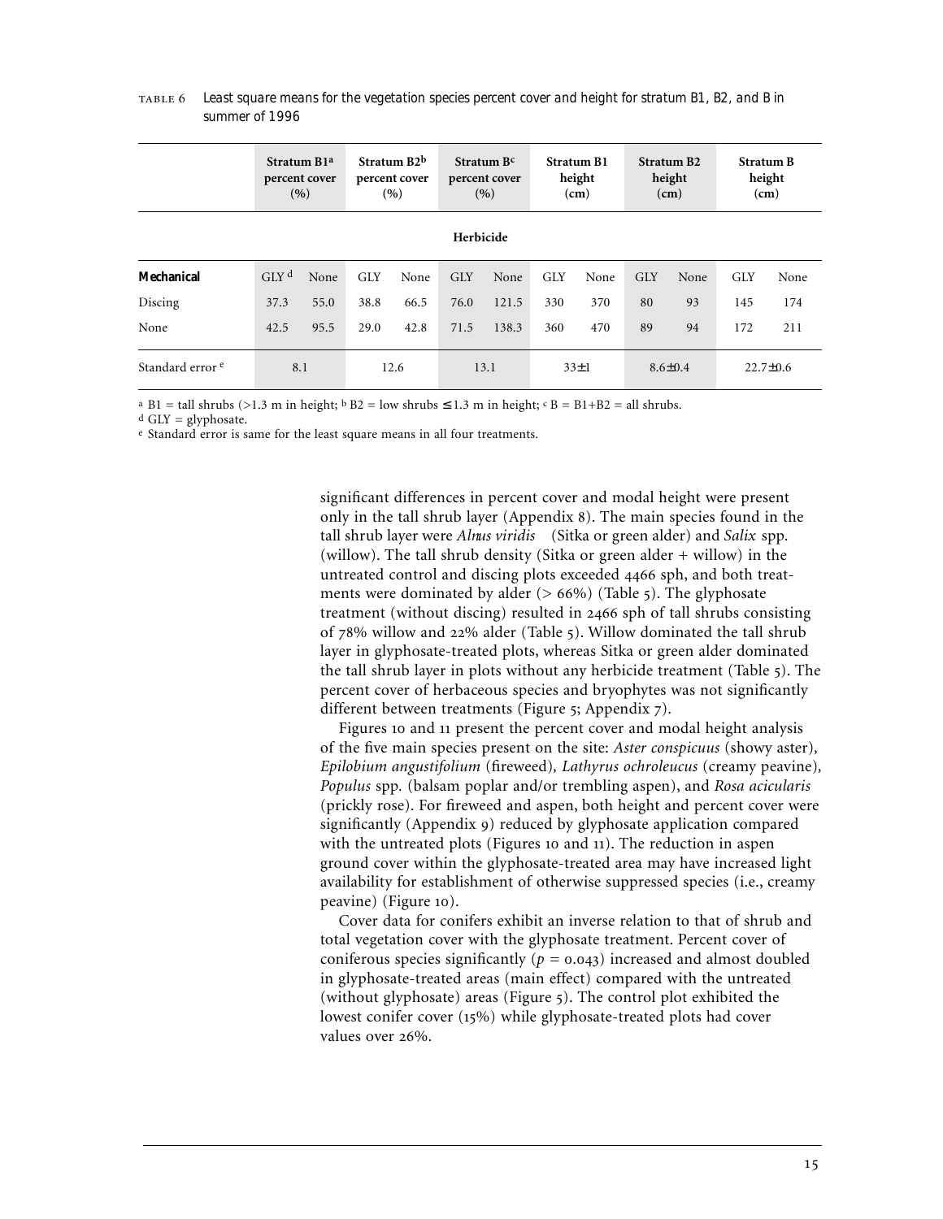TABLE 6 *Least square means for the vegetation species percent cover and height for stratum B1, B2, and B in summer of 1996*

| | Stratum B1[a] percent cover (%) | | Stratum B2[b] percent cover (%) | | Stratum B[c] percent cover (%) | | Stratum B1 height (cm) | | Stratum B2 height (cm) | | Stratum B height (cm) | |
|---|---|---|---|---|---|---|---|---|---|---|---|---|
| | **Herbicide** | | | | | | | | | | | |
| **Mechanical** | GLY[d] | None | GLY | None | GLY | None | GLY | None | GLY | None | GLY | None |
| Discing | 37.3 | 55.0 | 38.8 | 66.5 | 76.0 | 121.5 | 330 | 370 | 80 | 93 | 145 | 174 |
| None | 42.5 | 95.5 | 29.0 | 42.8 | 71.5 | 138.3 | 360 | 470 | 89 | 94 | 172 | 211 |
| Standard error[e] | 8.1 | | 12.6 | | 13.1 | | 33±1 | | 8.6±0.4 | | 22.7±0.6 | |

[a] B1 = tall shrubs (>1.3 m in height; [b] B2 = low shrubs ≤ 1.3 m in height; [c] B = B1+B2 = all shrubs.
[d] GLY = glyphosate.
[e] Standard error is same for the least square means in all four treatments.

significant differences in percent cover and modal height were present only in the tall shrub layer (Appendix 8). The main species found in the tall shrub layer were *Alnus viridis* (Sitka or green alder) and *Salix* spp. (willow). The tall shrub density (Sitka or green alder + willow) in the untreated control and discing plots exceeded 4466 sph, and both treatments were dominated by alder (> 66%) (Table 5). The glyphosate treatment (without discing) resulted in 2466 sph of tall shrubs consisting of 78% willow and 22% alder (Table 5). Willow dominated the tall shrub layer in glyphosate-treated plots, whereas Sitka or green alder dominated the tall shrub layer in plots without any herbicide treatment (Table 5). The percent cover of herbaceous species and bryophytes was not significantly different between treatments (Figure 5; Appendix 7).

Figures 10 and 11 present the percent cover and modal height analysis of the five main species present on the site: *Aster conspicuus* (showy aster), *Epilobium angustifolium* (fireweed), *Lathyrus ochroleucus* (creamy peavine), *Populus* spp. (balsam poplar and/or trembling aspen), and *Rosa acicularis* (prickly rose). For fireweed and aspen, both height and percent cover were significantly (Appendix 9) reduced by glyphosate application compared with the untreated plots (Figures 10 and 11). The reduction in aspen ground cover within the glyphosate-treated area may have increased light availability for establishment of otherwise suppressed species (i.e., creamy peavine) (Figure 10).

Cover data for conifers exhibit an inverse relation to that of shrub and total vegetation cover with the glyphosate treatment. Percent cover of coniferous species significantly ($p = 0.043$) increased and almost doubled in glyphosate-treated areas (main effect) compared with the untreated (without glyphosate) areas (Figure 5). The control plot exhibited the lowest conifer cover (15%) while glyphosate-treated plots had cover values over 26%.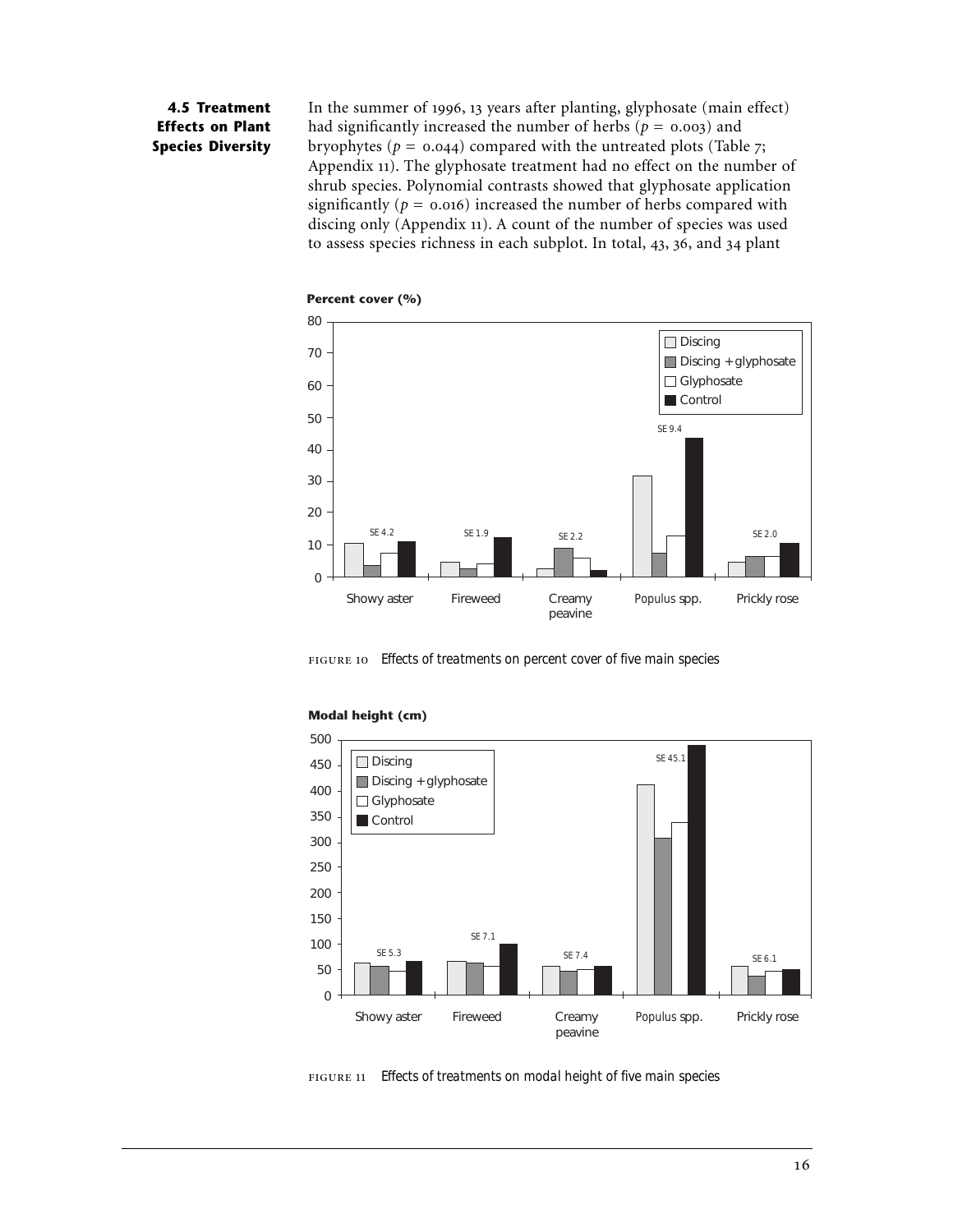### 4.5 Treatment Effects on Plant Species Diversity

In the summer of 1996, 13 years after planting, glyphosate (main effect) had significantly increased the number of herbs ($p = 0.003$) and bryophytes ($p = 0.044$) compared with the untreated plots (Table 7; Appendix 11). The glyphosate treatment had no effect on the number of shrub species. Polynomial contrasts showed that glyphosate application significantly ($p = 0.016$) increased the number of herbs compared with discing only (Appendix 11). A count of the number of species was used to assess species richness in each subplot. In total, 43, 36, and 34 plant

FIGURE 10 *Effects of treatments on percent cover of five main species*

FIGURE 11 *Effects of treatments on modal height of five main species*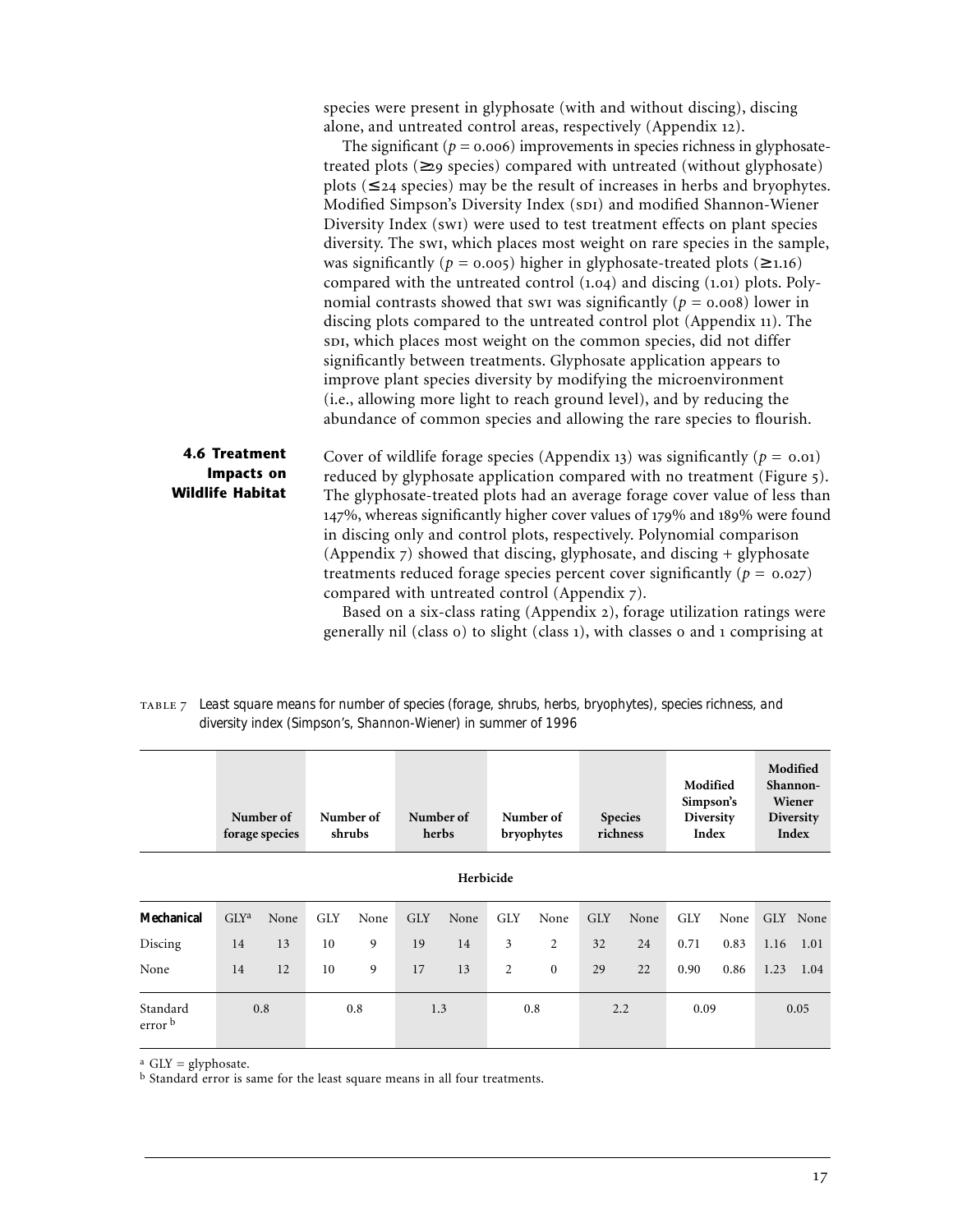species were present in glyphosate (with and without discing), discing alone, and untreated control areas, respectively (Appendix 12).

The significant ($p = 0.006$) improvements in species richness in glyphosate-treated plots (≥29 species) compared with untreated (without glyphosate) plots (≤24 species) may be the result of increases in herbs and bryophytes. Modified Simpson's Diversity Index (SDI) and modified Shannon-Wiener Diversity Index (SWI) were used to test treatment effects on plant species diversity. The SWI, which places most weight on rare species in the sample, was significantly ($p = 0.005$) higher in glyphosate-treated plots (≥1.16) compared with the untreated control (1.04) and discing (1.01) plots. Polynomial contrasts showed that SWI was significantly ($p = 0.008$) lower in discing plots compared to the untreated control plot (Appendix 11). The SDI, which places most weight on the common species, did not differ significantly between treatments. Glyphosate application appears to improve plant species diversity by modifying the microenvironment (i.e., allowing more light to reach ground level), and by reducing the abundance of common species and allowing the rare species to flourish.

## 4.6 Treatment Impacts on Wildlife Habitat

Cover of wildlife forage species (Appendix 13) was significantly ($p = 0.01$) reduced by glyphosate application compared with no treatment (Figure 5). The glyphosate-treated plots had an average forage cover value of less than 147%, whereas significantly higher cover values of 179% and 189% were found in discing only and control plots, respectively. Polynomial comparison (Appendix 7) showed that discing, glyphosate, and discing + glyphosate treatments reduced forage species percent cover significantly ($p = 0.027$) compared with untreated control (Appendix 7).

Based on a six-class rating (Appendix 2), forage utilization ratings were generally nil (class 0) to slight (class 1), with classes 0 and 1 comprising at

TABLE 7 *Least square means for number of species (forage, shrubs, herbs, bryophytes), species richness, and diversity index (Simpson's, Shannon-Wiener) in summer of 1996*

| | Number of forage species | | Number of shrubs | | Number of herbs | | Number of bryophytes | | Species richness | | Modified Simpson's Diversity Index | | Modified Shannon-Wiener Diversity Index | |
|---|---|---|---|---|---|---|---|---|---|---|---|---|---|---|
| | **Herbicide** | | | | | | | | | | | | | |
| **Mechanical** | GLY[a] | None | GLY | None | GLY | None | GLY | None | GLY | None | GLY | None | GLY | None |
| Discing | 14 | 13 | 10 | 9 | 19 | 14 | 3 | 2 | 32 | 24 | 0.71 | 0.83 | 1.16 | 1.01 |
| None | 14 | 12 | 10 | 9 | 17 | 13 | 2 | 0 | 29 | 22 | 0.90 | 0.86 | 1.23 | 1.04 |
| Standard error[b] | 0.8 | | 0.8 | | 1.3 | | 0.8 | | 2.2 | | 0.09 | | 0.05 | |

[a] GLY = glyphosate.
[b] Standard error is same for the least square means in all four treatments.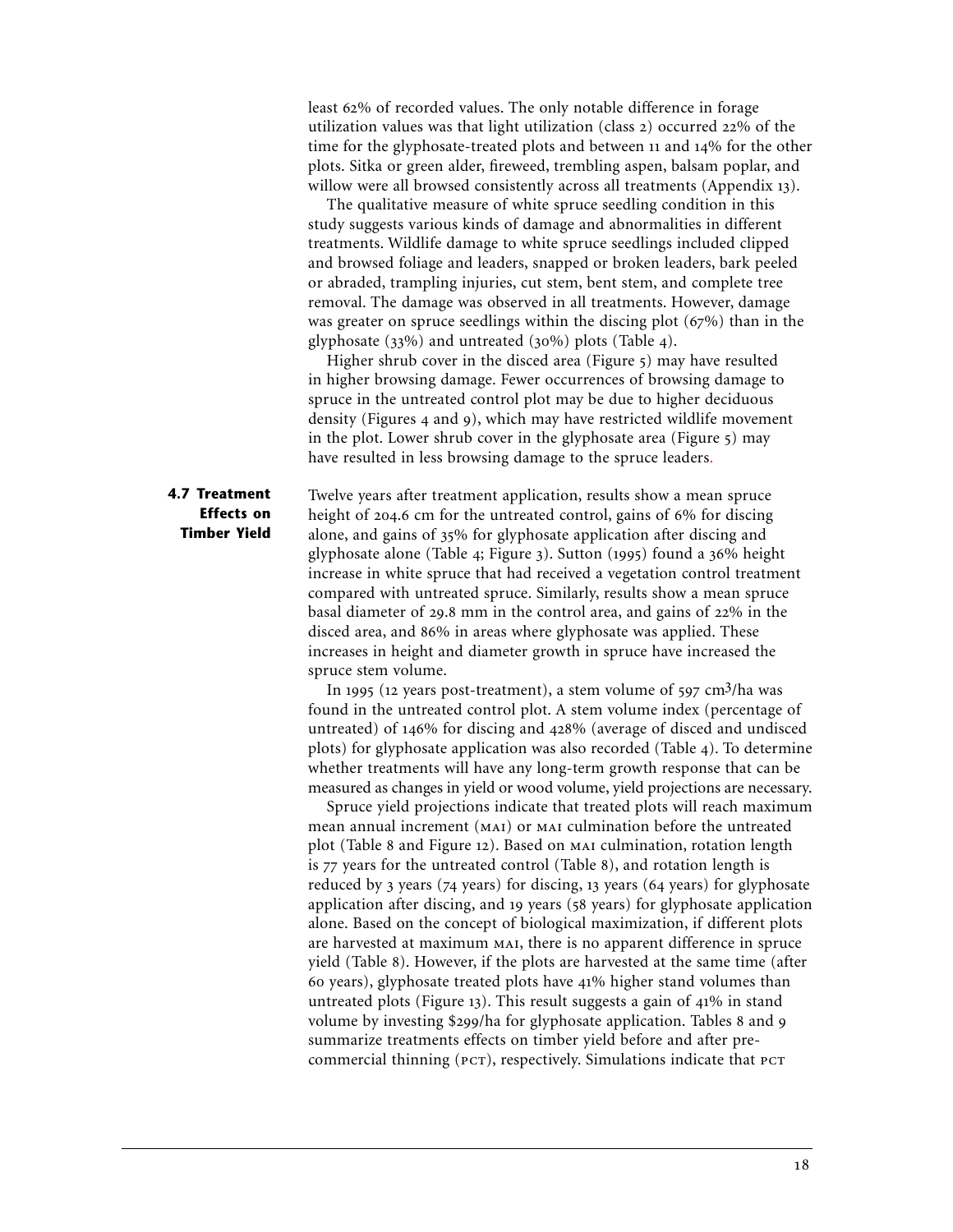least 62% of recorded values. The only notable difference in forage utilization values was that light utilization (class 2) occurred 22% of the time for the glyphosate-treated plots and between 11 and 14% for the other plots. Sitka or green alder, fireweed, trembling aspen, balsam poplar, and willow were all browsed consistently across all treatments (Appendix 13).

The qualitative measure of white spruce seedling condition in this study suggests various kinds of damage and abnormalities in different treatments. Wildlife damage to white spruce seedlings included clipped and browsed foliage and leaders, snapped or broken leaders, bark peeled or abraded, trampling injuries, cut stem, bent stem, and complete tree removal. The damage was observed in all treatments. However, damage was greater on spruce seedlings within the discing plot (67%) than in the glyphosate (33%) and untreated (30%) plots (Table 4).

Higher shrub cover in the disced area (Figure 5) may have resulted in higher browsing damage. Fewer occurrences of browsing damage to spruce in the untreated control plot may be due to higher deciduous density (Figures 4 and 9), which may have restricted wildlife movement in the plot. Lower shrub cover in the glyphosate area (Figure 5) may have resulted in less browsing damage to the spruce leaders.

## 4.7 Treatment Effects on Timber Yield

Twelve years after treatment application, results show a mean spruce height of 204.6 cm for the untreated control, gains of 6% for discing alone, and gains of 35% for glyphosate application after discing and glyphosate alone (Table 4; Figure 3). Sutton (1995) found a 36% height increase in white spruce that had received a vegetation control treatment compared with untreated spruce. Similarly, results show a mean spruce basal diameter of 29.8 mm in the control area, and gains of 22% in the disced area, and 86% in areas where glyphosate was applied. These increases in height and diameter growth in spruce have increased the spruce stem volume.

In 1995 (12 years post-treatment), a stem volume of 597 $cm^3$/ha was found in the untreated control plot. A stem volume index (percentage of untreated) of 146% for discing and 428% (average of disced and undisced plots) for glyphosate application was also recorded (Table 4). To determine whether treatments will have any long-term growth response that can be measured as changes in yield or wood volume, yield projections are necessary.

Spruce yield projections indicate that treated plots will reach maximum mean annual increment (MAI) or MAI culmination before the untreated plot (Table 8 and Figure 12). Based on MAI culmination, rotation length is 77 years for the untreated control (Table 8), and rotation length is reduced by 3 years (74 years) for discing, 13 years (64 years) for glyphosate application after discing, and 19 years (58 years) for glyphosate application alone. Based on the concept of biological maximization, if different plots are harvested at maximum MAI, there is no apparent difference in spruce yield (Table 8). However, if the plots are harvested at the same time (after 60 years), glyphosate treated plots have 41% higher stand volumes than untreated plots (Figure 13). This result suggests a gain of 41% in stand volume by investing $299/ha for glyphosate application. Tables 8 and 9 summarize treatments effects on timber yield before and after pre-commercial thinning (PCT), respectively. Simulations indicate that PCT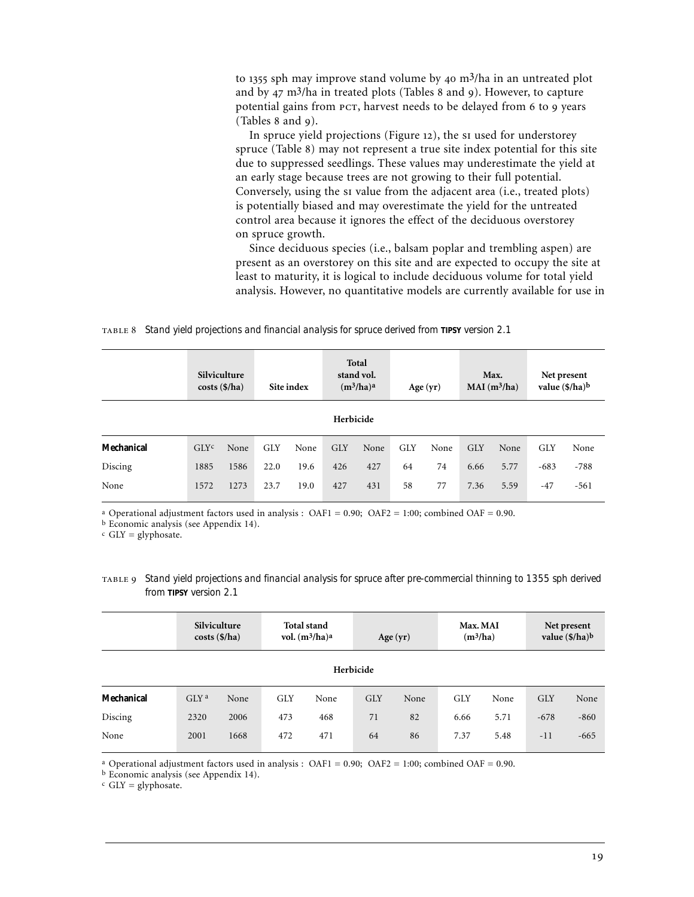to 1355 sph may improve stand volume by 40 $m^3$/ha in an untreated plot and by 47 $m^3$/ha in treated plots (Tables 8 and 9). However, to capture potential gains from PCT, harvest needs to be delayed from 6 to 9 years (Tables 8 and 9).

In spruce yield projections (Figure 12), the SI used for understorey spruce (Table 8) may not represent a true site index potential for this site due to suppressed seedlings. These values may underestimate the yield at an early stage because trees are not growing to their full potential. Conversely, using the SI value from the adjacent area (i.e., treated plots) is potentially biased and may overestimate the yield for the untreated control area because it ignores the effect of the deciduous overstorey on spruce growth.

Since deciduous species (i.e., balsam poplar and trembling aspen) are present as an overstorey on this site and are expected to occupy the site at least to maturity, it is logical to include deciduous volume for total yield analysis. However, no quantitative models are currently available for use in

TABLE 8 *Stand yield projections and financial analysis for spruce derived from* **TIPSY** *version 2.1*

| | Silviculture costs ($/ha) | | Site index | | Total stand vol. ($m^3$/ha)[a] | | Age (yr) | | Max. MAI ($m^3$/ha) | | Net present value ($/ha)[b] | |
|---|---|---|---|---|---|---|---|---|---|---|---|---|
| | **Herbicide** | | | | | | | | | | | |
| **Mechanical** | GLY[c] | None | GLY | None | GLY | None | GLY | None | GLY | None | GLY | None |
| Discing | 1885 | 1586 | 22.0 | 19.6 | 426 | 427 | 64 | 74 | 6.66 | 5.77 | -683 | -788 |
| None | 1572 | 1273 | 23.7 | 19.0 | 427 | 431 | 58 | 77 | 7.36 | 5.59 | -47 | -561 |

[a] Operational adjustment factors used in analysis : OAF1 = 0.90; OAF2 = 1:00; combined OAF = 0.90.
[b] Economic analysis (see Appendix 14).
[c] GLY = glyphosate.

TABLE 9 *Stand yield projections and financial analysis for spruce after pre-commercial thinning to 1355 sph derived from* **TIPSY** *version 2.1*

| | Silviculture costs ($/ha) | | Total stand vol. ($m^3$/ha)[a] | | Age (yr) | | Max. MAI ($m^3$/ha) | | Net present value ($/ha)[b] | |
|---|---|---|---|---|---|---|---|---|---|---|
| | **Herbicide** | | | | | | | | | |
| **Mechanical** | GLY[a] | None | GLY | None | GLY | None | GLY | None | GLY | None |
| Discing | 2320 | 2006 | 473 | 468 | 71 | 82 | 6.66 | 5.71 | -678 | -860 |
| None | 2001 | 1668 | 472 | 471 | 64 | 86 | 7.37 | 5.48 | -11 | -665 |

[a] Operational adjustment factors used in analysis : OAF1 = 0.90; OAF2 = 1:00; combined OAF = 0.90.
[b] Economic analysis (see Appendix 14).
[c] GLY = glyphosate.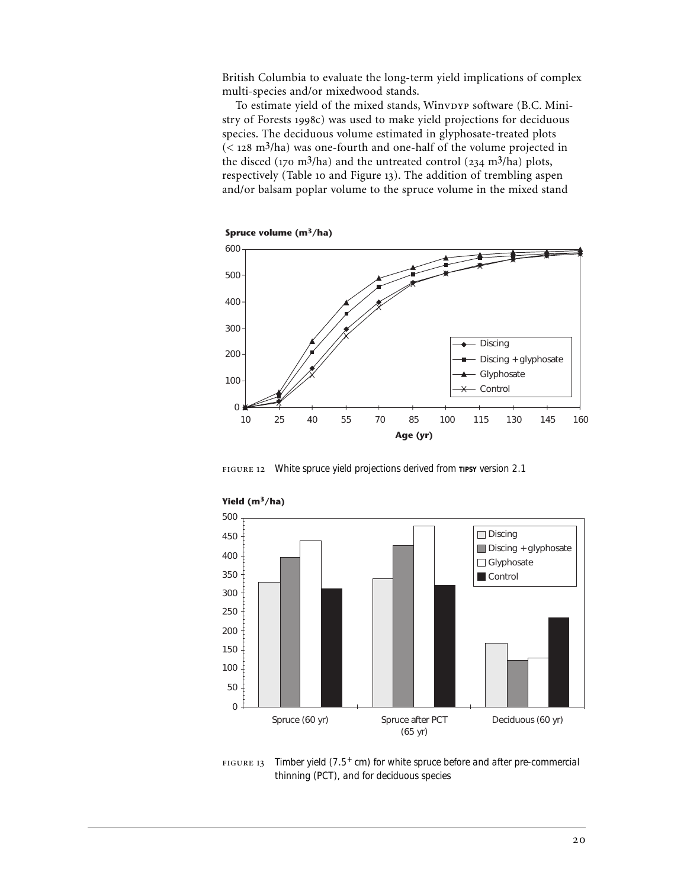British Columbia to evaluate the long-term yield implications of complex multi-species and/or mixedwood stands.

To estimate yield of the mixed stands, WinDYP software (B.C. Ministry of Forests 1998c) was used to make yield projections for deciduous species. The deciduous volume estimated in glyphosate-treated plots (< 128 m$^3$/ha) was one-fourth and one-half of the volume projected in the disced (170 m$^3$/ha) and the untreated control (234 m$^3$/ha) plots, respectively (Table 10 and Figure 13). The addition of trembling aspen and/or balsam poplar volume to the spruce volume in the mixed stand

FIGURE 12 White spruce yield projections derived from TIPSY version 2.1

FIGURE 13 Timber yield (7.5$^+$ cm) for white spruce before and after pre-commercial thinning (PCT), and for deciduous species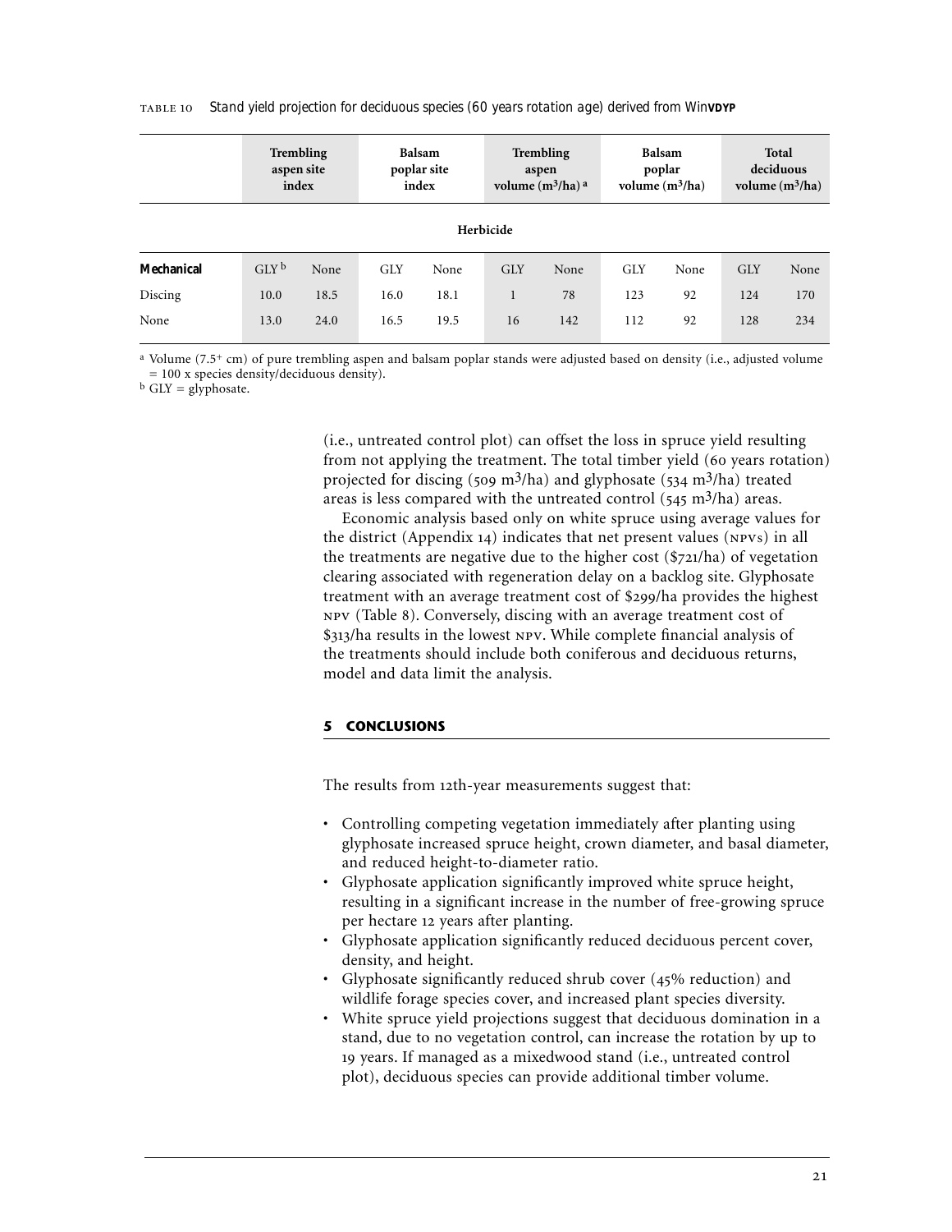TABLE 10 *Stand yield projection for deciduous species (60 years rotation age) derived from WinVDYP*

| | Trembling aspen site index | | Balsam poplar site index | | Trembling aspen volume ($m^3$/ha) [a] | | Balsam poplar volume ($m^3$/ha) | | Total deciduous volume ($m^3$/ha) | |
|---|---|---|---|---|---|---|---|---|---|---|
| | **Herbicide** | | | | | | | | | |
| **Mechanical** | GLY [b] | None | GLY | None | GLY | None | GLY | None | GLY | None |
| Discing | 10.0 | 18.5 | 16.0 | 18.1 | 1 | 78 | 123 | 92 | 124 | 170 |
| None | 13.0 | 24.0 | 16.5 | 19.5 | 16 | 142 | 112 | 92 | 128 | 234 |

[a] Volume (7.5+ cm) of pure trembling aspen and balsam poplar stands were adjusted based on density (i.e., adjusted volume = 100 x species density/deciduous density).
[b] GLY = glyphosate.

(i.e., untreated control plot) can offset the loss in spruce yield resulting from not applying the treatment. The total timber yield (60 years rotation) projected for discing (509 $m^3$/ha) and glyphosate (534 $m^3$/ha) treated areas is less compared with the untreated control (545 $m^3$/ha) areas.

Economic analysis based only on white spruce using average values for the district (Appendix 14) indicates that net present values (NPVs) in all the treatments are negative due to the higher cost ($721/ha) of vegetation clearing associated with regeneration delay on a backlog site. Glyphosate treatment with an average treatment cost of $299/ha provides the highest NPV (Table 8). Conversely, discing with an average treatment cost of $313/ha results in the lowest NPV. While complete financial analysis of the treatments should include both coniferous and deciduous returns, model and data limit the analysis.

## 5 CONCLUSIONS

The results from 12th-year measurements suggest that:

- Controlling competing vegetation immediately after planting using glyphosate increased spruce height, crown diameter, and basal diameter, and reduced height-to-diameter ratio.
- Glyphosate application significantly improved white spruce height, resulting in a significant increase in the number of free-growing spruce per hectare 12 years after planting.
- Glyphosate application significantly reduced deciduous percent cover, density, and height.
- Glyphosate significantly reduced shrub cover (45% reduction) and wildlife forage species cover, and increased plant species diversity.
- White spruce yield projections suggest that deciduous domination in a stand, due to no vegetation control, can increase the rotation by up to 19 years. If managed as a mixedwood stand (i.e., untreated control plot), deciduous species can provide additional timber volume.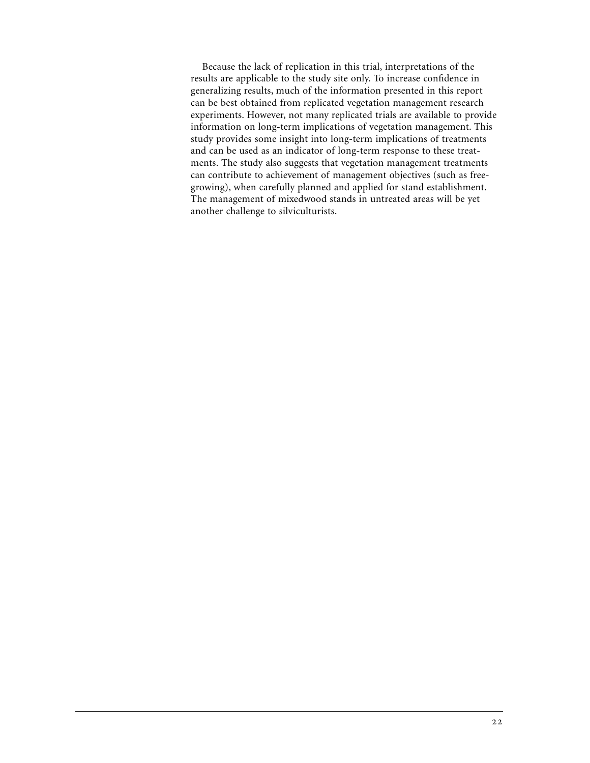Because the lack of replication in this trial, interpretations of the results are applicable to the study site only. To increase confidence in generalizing results, much of the information presented in this report can be best obtained from replicated vegetation management research experiments. However, not many replicated trials are available to provide information on long-term implications of vegetation management. This study provides some insight into long-term implications of treatments and can be used as an indicator of long-term response to these treatments. The study also suggests that vegetation management treatments can contribute to achievement of management objectives (such as free-growing), when carefully planned and applied for stand establishment. The management of mixedwood stands in untreated areas will be yet another challenge to silviculturists.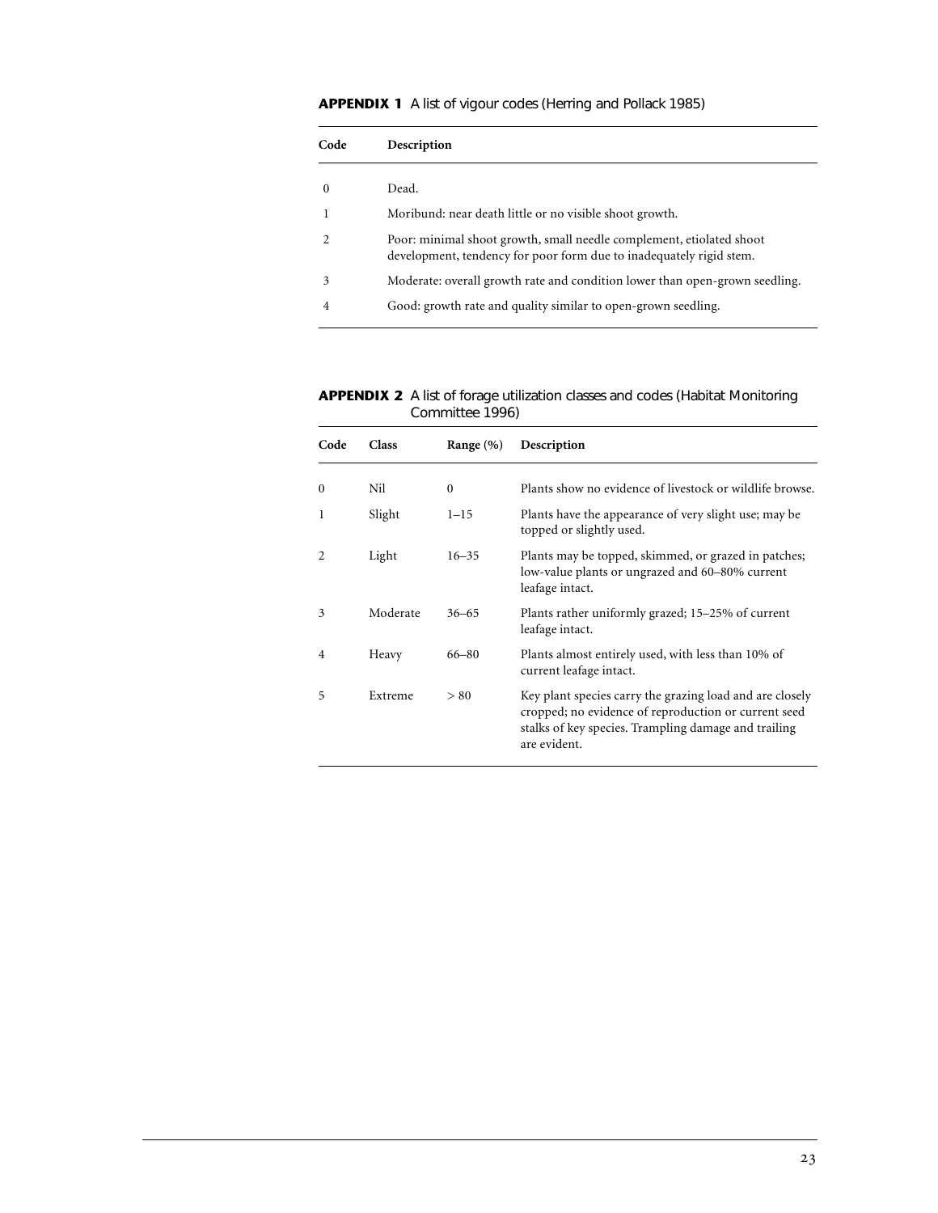**APPENDIX 1** A list of vigour codes (Herring and Pollack 1985)

| Code | Description |
|---|---|
| 0 | Dead. |
| 1 | Moribund: near death little or no visible shoot growth. |
| 2 | Poor: minimal shoot growth, small needle complement, etiolated shoot development, tendency for poor form due to inadequately rigid stem. |
| 3 | Moderate: overall growth rate and condition lower than open-grown seedling. |
| 4 | Good: growth rate and quality similar to open-grown seedling. |

**APPENDIX 2** A list of forage utilization classes and codes (Habitat Monitoring Committee 1996)

| Code | Class | Range (%) | Description |
|---|---|---|---|
| 0 | Nil | 0 | Plants show no evidence of livestock or wildlife browse. |
| 1 | Slight | 1–15 | Plants have the appearance of very slight use; may be topped or slightly used. |
| 2 | Light | 16–35 | Plants may be topped, skimmed, or grazed in patches; low-value plants or ungrazed and 60–80% current leafage intact. |
| 3 | Moderate | 36–65 | Plants rather uniformly grazed; 15–25% of current leafage intact. |
| 4 | Heavy | 66–80 | Plants almost entirely used, with less than 10% of current leafage intact. |
| 5 | Extreme | > 80 | Key plant species carry the grazing load and are closely cropped; no evidence of reproduction or current seed stalks of key species. Trampling damage and trailing are evident. |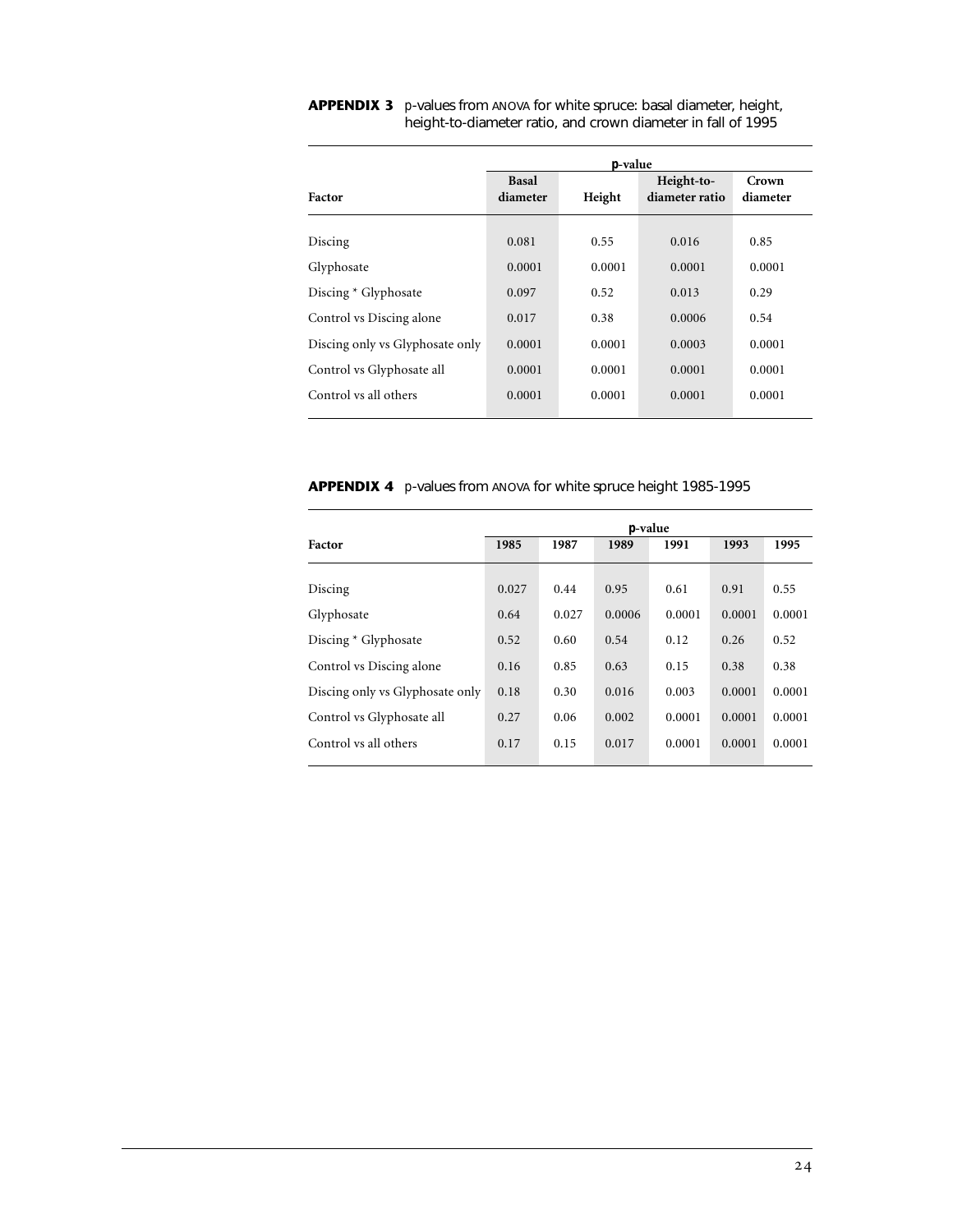**APPENDIX 3** *p*-values from ANOVA for white spruce: basal diameter, height, height-to-diameter ratio, and crown diameter in fall of 1995

| Factor | *p*-value | | | |
|---|---|---|---|---|
| | Basal diameter | Height | Height-to-diameter ratio | Crown diameter |
| Discing | 0.081 | 0.55 | 0.016 | 0.85 |
| Glyphosate | 0.0001 | 0.0001 | 0.0001 | 0.0001 |
| Discing * Glyphosate | 0.097 | 0.52 | 0.013 | 0.29 |
| Control vs Discing alone | 0.017 | 0.38 | 0.0006 | 0.54 |
| Discing only vs Glyphosate only | 0.0001 | 0.0001 | 0.0003 | 0.0001 |
| Control vs Glyphosate all | 0.0001 | 0.0001 | 0.0001 | 0.0001 |
| Control vs all others | 0.0001 | 0.0001 | 0.0001 | 0.0001 |

**APPENDIX 4** *p*-values from ANOVA for white spruce height 1985-1995

| Factor | *p*-value | | | | | |
|---|---|---|---|---|---|---|
| | 1985 | 1987 | 1989 | 1991 | 1993 | 1995 |
| Discing | 0.027 | 0.44 | 0.95 | 0.61 | 0.91 | 0.55 |
| Glyphosate | 0.64 | 0.027 | 0.0006 | 0.0001 | 0.0001 | 0.0001 |
| Discing * Glyphosate | 0.52 | 0.60 | 0.54 | 0.12 | 0.26 | 0.52 |
| Control vs Discing alone | 0.16 | 0.85 | 0.63 | 0.15 | 0.38 | 0.38 |
| Discing only vs Glyphosate only | 0.18 | 0.30 | 0.016 | 0.003 | 0.0001 | 0.0001 |
| Control vs Glyphosate all | 0.27 | 0.06 | 0.002 | 0.0001 | 0.0001 | 0.0001 |
| Control vs all others | 0.17 | 0.15 | 0.017 | 0.0001 | 0.0001 | 0.0001 |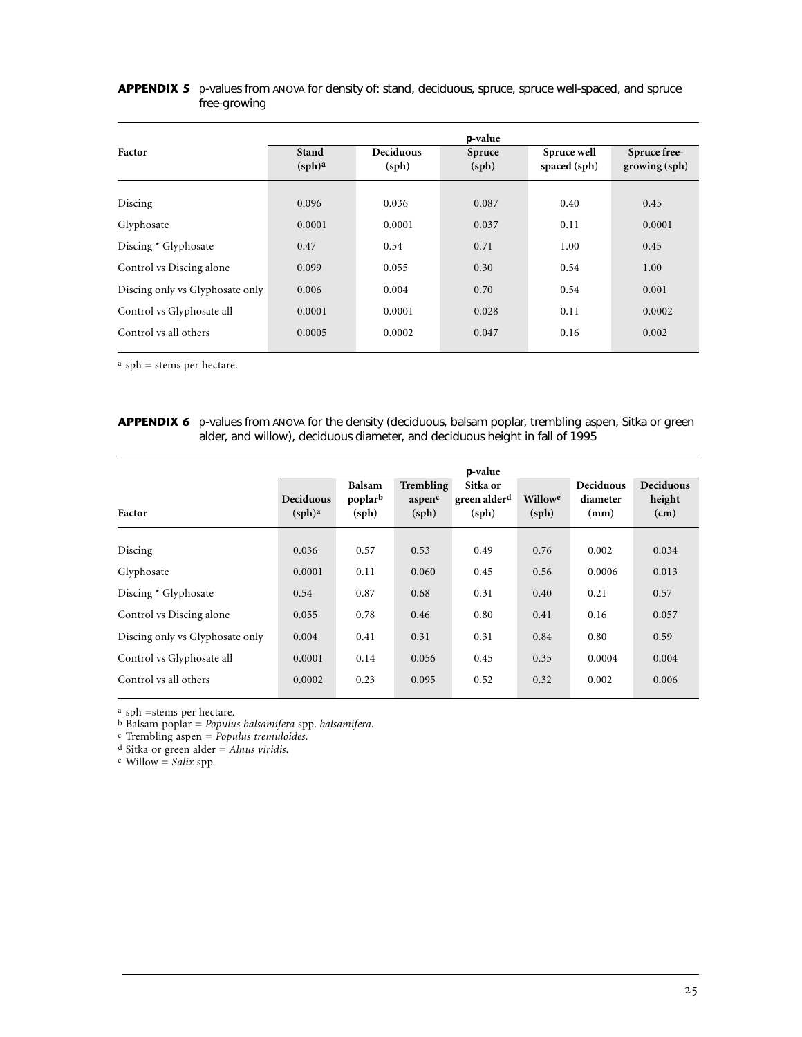**APPENDIX 5** *p*-values from ANOVA for density of: stand, deciduous, spruce, spruce well-spaced, and spruce free-growing

| Factor | *p*-value | | | | |
|---|---|---|---|---|---|
| | Stand (sph)[a] | Deciduous (sph) | Spruce (sph) | Spruce well spaced (sph) | Spruce free-growing (sph) |
| Discing | 0.096 | 0.036 | 0.087 | 0.40 | 0.45 |
| Glyphosate | 0.0001 | 0.0001 | 0.037 | 0.11 | 0.0001 |
| Discing * Glyphosate | 0.47 | 0.54 | 0.71 | 1.00 | 0.45 |
| Control vs Discing alone | 0.099 | 0.055 | 0.30 | 0.54 | 1.00 |
| Discing only vs Glyphosate only | 0.006 | 0.004 | 0.70 | 0.54 | 0.001 |
| Control vs Glyphosate all | 0.0001 | 0.0001 | 0.028 | 0.11 | 0.0002 |
| Control vs all others | 0.0005 | 0.0002 | 0.047 | 0.16 | 0.002 |

[a] sph = stems per hectare.

**APPENDIX 6** *p*-values from ANOVA for the density (deciduous, balsam poplar, trembling aspen, Sitka or green alder, and willow), deciduous diameter, and deciduous height in fall of 1995

| Factor | *p*-value | | | | | | |
|---|---|---|---|---|---|---|---|
| | Deciduous (sph)[a] | Balsam poplar[b] (sph) | Trembling aspen[c] (sph) | Sitka or green alder[d] (sph) | Willow[e] (sph) | Deciduous diameter (mm) | Deciduous height (cm) |
| Discing | 0.036 | 0.57 | 0.53 | 0.49 | 0.76 | 0.002 | 0.034 |
| Glyphosate | 0.0001 | 0.11 | 0.060 | 0.45 | 0.56 | 0.0006 | 0.013 |
| Discing * Glyphosate | 0.54 | 0.87 | 0.68 | 0.31 | 0.40 | 0.21 | 0.57 |
| Control vs Discing alone | 0.055 | 0.78 | 0.46 | 0.80 | 0.41 | 0.16 | 0.057 |
| Discing only vs Glyphosate only | 0.004 | 0.41 | 0.31 | 0.31 | 0.84 | 0.80 | 0.59 |
| Control vs Glyphosate all | 0.0001 | 0.14 | 0.056 | 0.45 | 0.35 | 0.0004 | 0.004 |
| Control vs all others | 0.0002 | 0.23 | 0.095 | 0.52 | 0.32 | 0.002 | 0.006 |

[a] sph =stems per hectare.
[b] Balsam poplar = *Populus balsamifera* spp. *balsamifera*.
[c] Trembling aspen = *Populus tremuloides*.
[d] Sitka or green alder = *Alnus viridis*.
[e] Willow = *Salix* spp.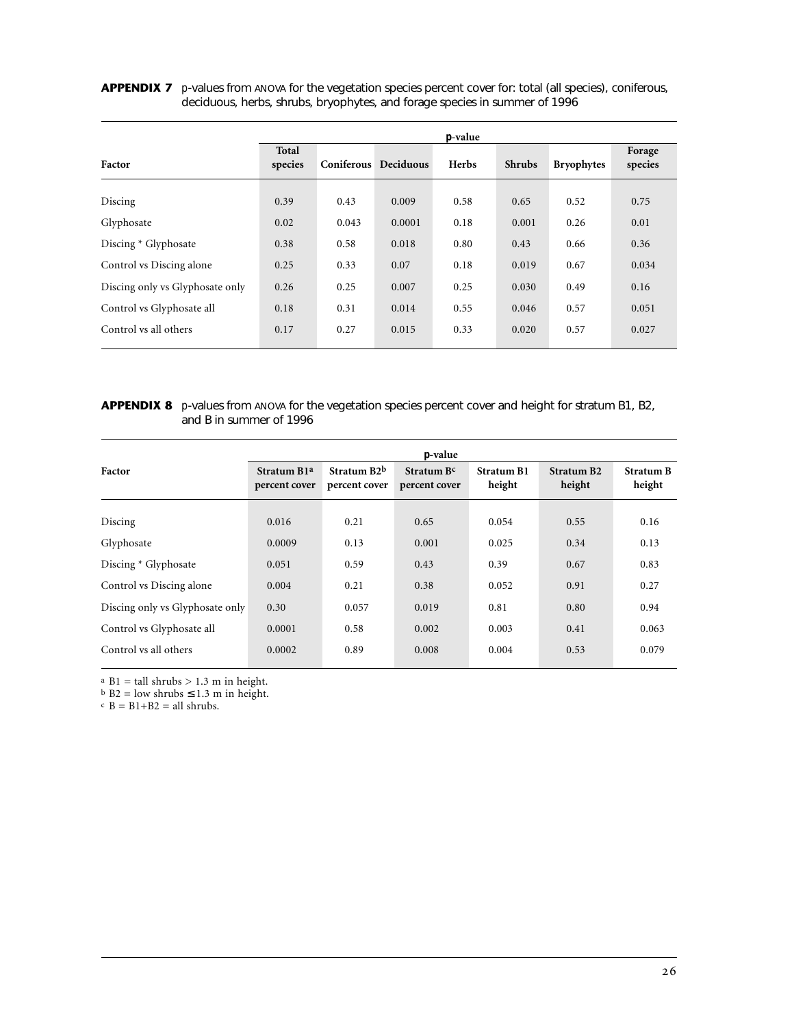**APPENDIX 7** *p*-values from ANOVA for the vegetation species percent cover for: total (all species), coniferous, deciduous, herbs, shrubs, bryophytes, and forage species in summer of 1996

| Factor | *p*-value | | | | | | |
|---|---|---|---|---|---|---|---|
| | Total species | Coniferous | Deciduous | Herbs | Shrubs | Bryophytes | Forage species |
| Discing | 0.39 | 0.43 | 0.009 | 0.58 | 0.65 | 0.52 | 0.75 |
| Glyphosate | 0.02 | 0.043 | 0.0001 | 0.18 | 0.001 | 0.26 | 0.01 |
| Discing * Glyphosate | 0.38 | 0.58 | 0.018 | 0.80 | 0.43 | 0.66 | 0.36 |
| Control vs Discing alone | 0.25 | 0.33 | 0.07 | 0.18 | 0.019 | 0.67 | 0.034 |
| Discing only vs Glyphosate only | 0.26 | 0.25 | 0.007 | 0.25 | 0.030 | 0.49 | 0.16 |
| Control vs Glyphosate all | 0.18 | 0.31 | 0.014 | 0.55 | 0.046 | 0.57 | 0.051 |
| Control vs all others | 0.17 | 0.27 | 0.015 | 0.33 | 0.020 | 0.57 | 0.027 |

**APPENDIX 8** *p*-values from ANOVA for the vegetation species percent cover and height for stratum B1, B2, and B in summer of 1996

| Factor | *p*-value | | | | | |
|---|---|---|---|---|---|---|
| | Stratum B1[a] percent cover | Stratum B2[b] percent cover | Stratum B[c] percent cover | Stratum B1 height | Stratum B2 height | Stratum B height |
| Discing | 0.016 | 0.21 | 0.65 | 0.054 | 0.55 | 0.16 |
| Glyphosate | 0.0009 | 0.13 | 0.001 | 0.025 | 0.34 | 0.13 |
| Discing * Glyphosate | 0.051 | 0.59 | 0.43 | 0.39 | 0.67 | 0.83 |
| Control vs Discing alone | 0.004 | 0.21 | 0.38 | 0.052 | 0.91 | 0.27 |
| Discing only vs Glyphosate only | 0.30 | 0.057 | 0.019 | 0.81 | 0.80 | 0.94 |
| Control vs Glyphosate all | 0.0001 | 0.58 | 0.002 | 0.003 | 0.41 | 0.063 |
| Control vs all others | 0.0002 | 0.89 | 0.008 | 0.004 | 0.53 | 0.079 |

[a] B1 = tall shrubs > 1.3 m in height.
[b] B2 = low shrubs ≤ 1.3 m in height.
[c] B = B1+B2 = all shrubs.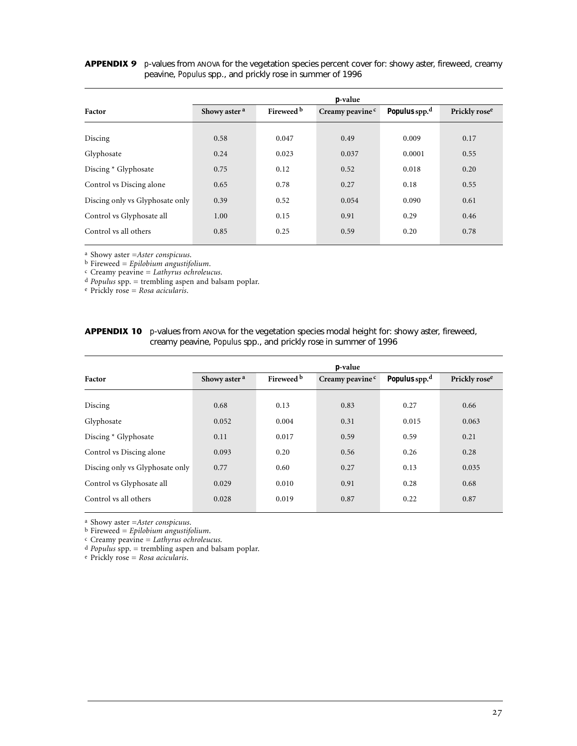**APPENDIX 9** p-values from ANOVA for the vegetation species percent cover for: showy aster, fireweed, creamy peavine, *Populus* spp., and prickly rose in summer of 1996

| Factor | *p*-value | | | | |
|---|---|---|---|---|---|
| | Showy aster [a] | Fireweed [b] | Creamy peavine [c] | *Populus* spp.[d] | Prickly rose[e] |
| Discing | 0.58 | 0.047 | 0.49 | 0.009 | 0.17 |
| Glyphosate | 0.24 | 0.023 | 0.037 | 0.0001 | 0.55 |
| Discing * Glyphosate | 0.75 | 0.12 | 0.52 | 0.018 | 0.20 |
| Control vs Discing alone | 0.65 | 0.78 | 0.27 | 0.18 | 0.55 |
| Discing only vs Glyphosate only | 0.39 | 0.52 | 0.054 | 0.090 | 0.61 |
| Control vs Glyphosate all | 1.00 | 0.15 | 0.91 | 0.29 | 0.46 |
| Control vs all others | 0.85 | 0.25 | 0.59 | 0.20 | 0.78 |

[a] Showy aster =*Aster conspicuus*.
[b] Fireweed = *Epilobium angustifolium*.
[c] Creamy peavine = *Lathyrus ochroleucus*.
[d] *Populus* spp. = trembling aspen and balsam poplar.
[e] Prickly rose = *Rosa acicularis*.

**APPENDIX 10** p-values from ANOVA for the vegetation species modal height for: showy aster, fireweed, creamy peavine, *Populus* spp., and prickly rose in summer of 1996

| Factor | *p*-value | | | | |
|---|---|---|---|---|---|
| | Showy aster [a] | Fireweed [b] | Creamy peavine [c] | *Populus* spp.[d] | Prickly rose[e] |
| Discing | 0.68 | 0.13 | 0.83 | 0.27 | 0.66 |
| Glyphosate | 0.052 | 0.004 | 0.31 | 0.015 | 0.063 |
| Discing * Glyphosate | 0.11 | 0.017 | 0.59 | 0.59 | 0.21 |
| Control vs Discing alone | 0.093 | 0.20 | 0.56 | 0.26 | 0.28 |
| Discing only vs Glyphosate only | 0.77 | 0.60 | 0.27 | 0.13 | 0.035 |
| Control vs Glyphosate all | 0.029 | 0.010 | 0.91 | 0.28 | 0.68 |
| Control vs all others | 0.028 | 0.019 | 0.87 | 0.22 | 0.87 |

[a] Showy aster =*Aster conspicuus*.
[b] Fireweed = *Epilobium angustifolium*.
[c] Creamy peavine = *Lathyrus ochroleucus*.
[d] *Populus* spp. = trembling aspen and balsam poplar.
[e] Prickly rose = *Rosa acicularis*.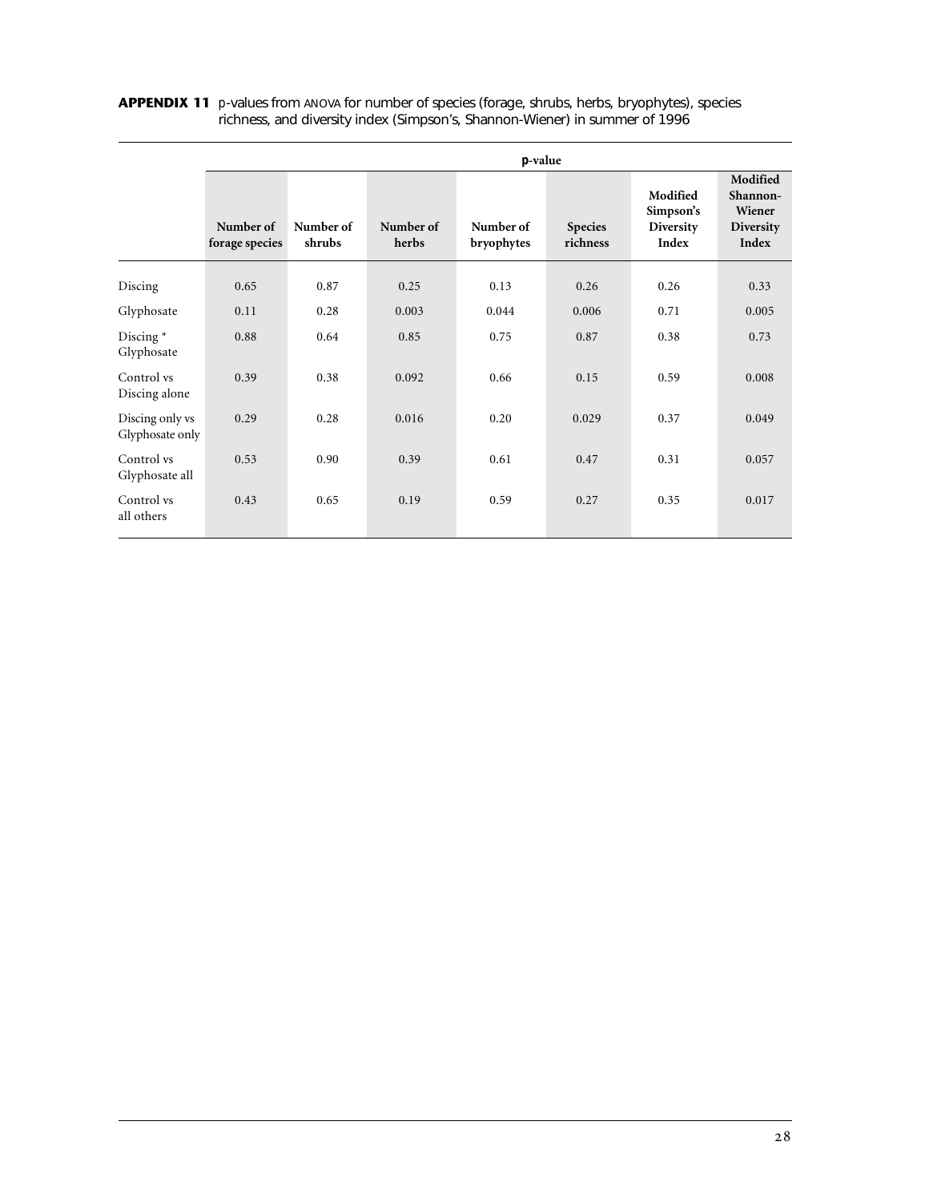**APPENDIX 11** p-values from ANOVA for number of species (forage, shrubs, herbs, bryophytes), species richness, and diversity index (Simpson's, Shannon-Wiener) in summer of 1996

| | **p-value** | | | | | | |
|---|---|---|---|---|---|---|---|
| | **Number of forage species** | **Number of shrubs** | **Number of herbs** | **Number of bryophytes** | **Species richness** | **Modified Simpson's Diversity Index** | **Modified Shannon-Wiener Diversity Index** |
| Discing | 0.65 | 0.87 | 0.25 | 0.13 | 0.26 | 0.26 | 0.33 |
| Glyphosate | 0.11 | 0.28 | 0.003 | 0.044 | 0.006 | 0.71 | 0.005 |
| Discing * Glyphosate | 0.88 | 0.64 | 0.85 | 0.75 | 0.87 | 0.38 | 0.73 |
| Control vs Discing alone | 0.39 | 0.38 | 0.092 | 0.66 | 0.15 | 0.59 | 0.008 |
| Discing only vs Glyphosate only | 0.29 | 0.28 | 0.016 | 0.20 | 0.029 | 0.37 | 0.049 |
| Control vs Glyphosate all | 0.53 | 0.90 | 0.39 | 0.61 | 0.47 | 0.31 | 0.057 |
| Control vs all others | 0.43 | 0.65 | 0.19 | 0.59 | 0.27 | 0.35 | 0.017 |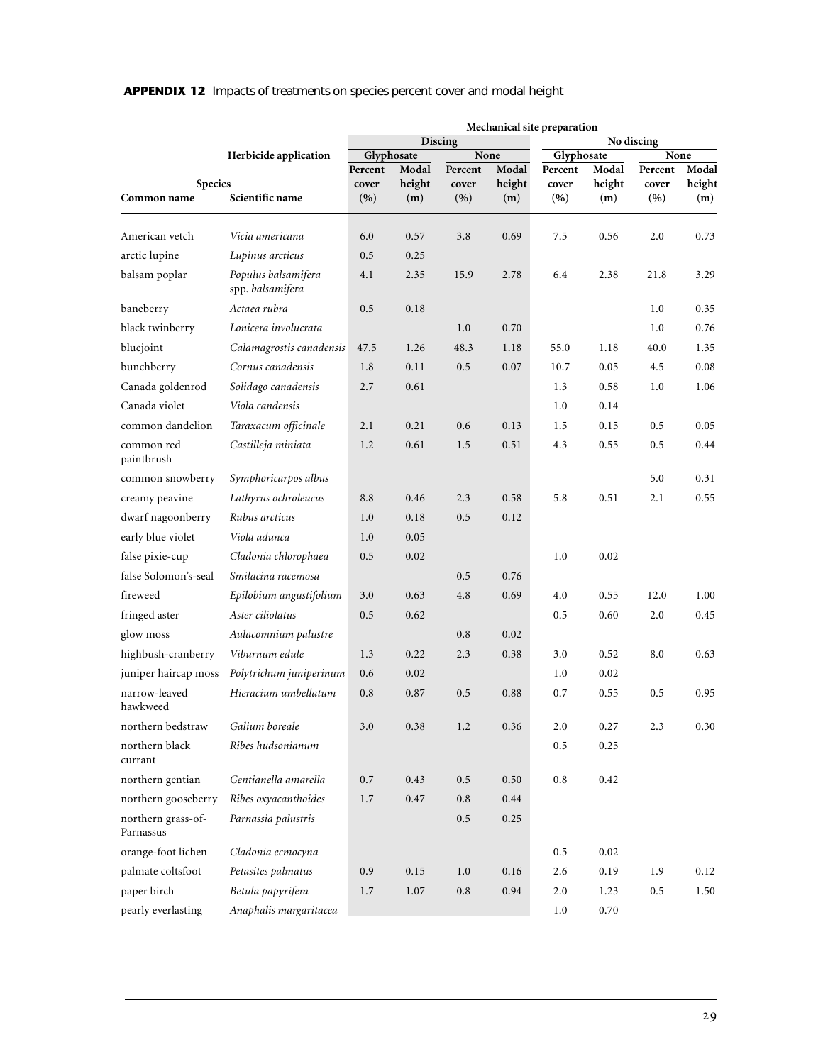**APPENDIX 12** Impacts of treatments on species percent cover and modal height

| Species | | Mechanical site preparation | | | | | | | |
|---|---|---|---|---|---|---|---|---|---|
| | | Discing | | | | No discing | | | |
| | Herbicide application | Glyphosate | | None | | Glyphosate | | None | |
| Common name | Scientific name | Percent cover (%) | Modal height (m) | Percent cover (%) | Modal height (m) | Percent cover (%) | Modal height (m) | Percent cover (%) | Modal height (m) |
| American vetch | *Vicia americana* | 6.0 | 0.57 | 3.8 | 0.69 | 7.5 | 0.56 | 2.0 | 0.73 |
| arctic lupine | *Lupinus arcticus* | 0.5 | 0.25 | | | | | | |
| balsam poplar | *Populus balsamifera* spp. *balsamifera* | 4.1 | 2.35 | 15.9 | 2.78 | 6.4 | 2.38 | 21.8 | 3.29 |
| baneberry | *Actaea rubra* | 0.5 | 0.18 | | | | | 1.0 | 0.35 |
| black twinberry | *Lonicera involucrata* | | | 1.0 | 0.70 | | | 1.0 | 0.76 |
| bluejoint | *Calamagrostis canadensis* | 47.5 | 1.26 | 48.3 | 1.18 | 55.0 | 1.18 | 40.0 | 1.35 |
| bunchberry | *Cornus canadensis* | 1.8 | 0.11 | 0.5 | 0.07 | 10.7 | 0.05 | 4.5 | 0.08 |
| Canada goldenrod | *Solidago canadensis* | 2.7 | 0.61 | | | 1.3 | 0.58 | 1.0 | 1.06 |
| Canada violet | *Viola candensis* | | | | | 1.0 | 0.14 | | |
| common dandelion | *Taraxacum officinale* | 2.1 | 0.21 | 0.6 | 0.13 | 1.5 | 0.15 | 0.5 | 0.05 |
| common red paintbrush | *Castilleja miniata* | 1.2 | 0.61 | 1.5 | 0.51 | 4.3 | 0.55 | 0.5 | 0.44 |
| common snowberry | *Symphoricarpos albus* | | | | | | | 5.0 | 0.31 |
| creamy peavine | *Lathyrus ochroleucus* | 8.8 | 0.46 | 2.3 | 0.58 | 5.8 | 0.51 | 2.1 | 0.55 |
| dwarf nagoonberry | *Rubus arcticus* | 1.0 | 0.18 | 0.5 | 0.12 | | | | |
| early blue violet | *Viola adunca* | 1.0 | 0.05 | | | | | | |
| false pixie-cup | *Cladonia chlorophaea* | 0.5 | 0.02 | | | 1.0 | 0.02 | | |
| false Solomon's-seal | *Smilacina racemosa* | | | 0.5 | 0.76 | | | | |
| fireweed | *Epilobium angustifolium* | 3.0 | 0.63 | 4.8 | 0.69 | 4.0 | 0.55 | 12.0 | 1.00 |
| fringed aster | *Aster ciliolatus* | 0.5 | 0.62 | | | 0.5 | 0.60 | 2.0 | 0.45 |
| glow moss | *Aulacomnium palustre* | | | 0.8 | 0.02 | | | | |
| highbush-cranberry | *Viburnum edule* | 1.3 | 0.22 | 2.3 | 0.38 | 3.0 | 0.52 | 8.0 | 0.63 |
| juniper haircap moss | *Polytrichum juniperinum* | 0.6 | 0.02 | | | 1.0 | 0.02 | | |
| narrow-leaved hawkweed | *Hieracium umbellatum* | 0.8 | 0.87 | 0.5 | 0.88 | 0.7 | 0.55 | 0.5 | 0.95 |
| northern bedstraw | *Galium boreale* | 3.0 | 0.38 | 1.2 | 0.36 | 2.0 | 0.27 | 2.3 | 0.30 |
| northern black currant | *Ribes hudsonianum* | | | | | 0.5 | 0.25 | | |
| northern gentian | *Gentianella amarella* | 0.7 | 0.43 | 0.5 | 0.50 | 0.8 | 0.42 | | |
| northern gooseberry | *Ribes oxyacanthoides* | 1.7 | 0.47 | 0.8 | 0.44 | | | | |
| northern grass-of-Parnassus | *Parnassia palustris* | | | 0.5 | 0.25 | | | | |
| orange-foot lichen | *Cladonia ecmocyna* | | | | | 0.5 | 0.02 | | |
| palmate coltsfoot | *Petasites palmatus* | 0.9 | 0.15 | 1.0 | 0.16 | 2.6 | 0.19 | 1.9 | 0.12 |
| paper birch | *Betula papyrifera* | 1.7 | 1.07 | 0.8 | 0.94 | 2.0 | 1.23 | 0.5 | 1.50 |
| pearly everlasting | *Anaphalis margaritacea* | | | | | 1.0 | 0.70 | | |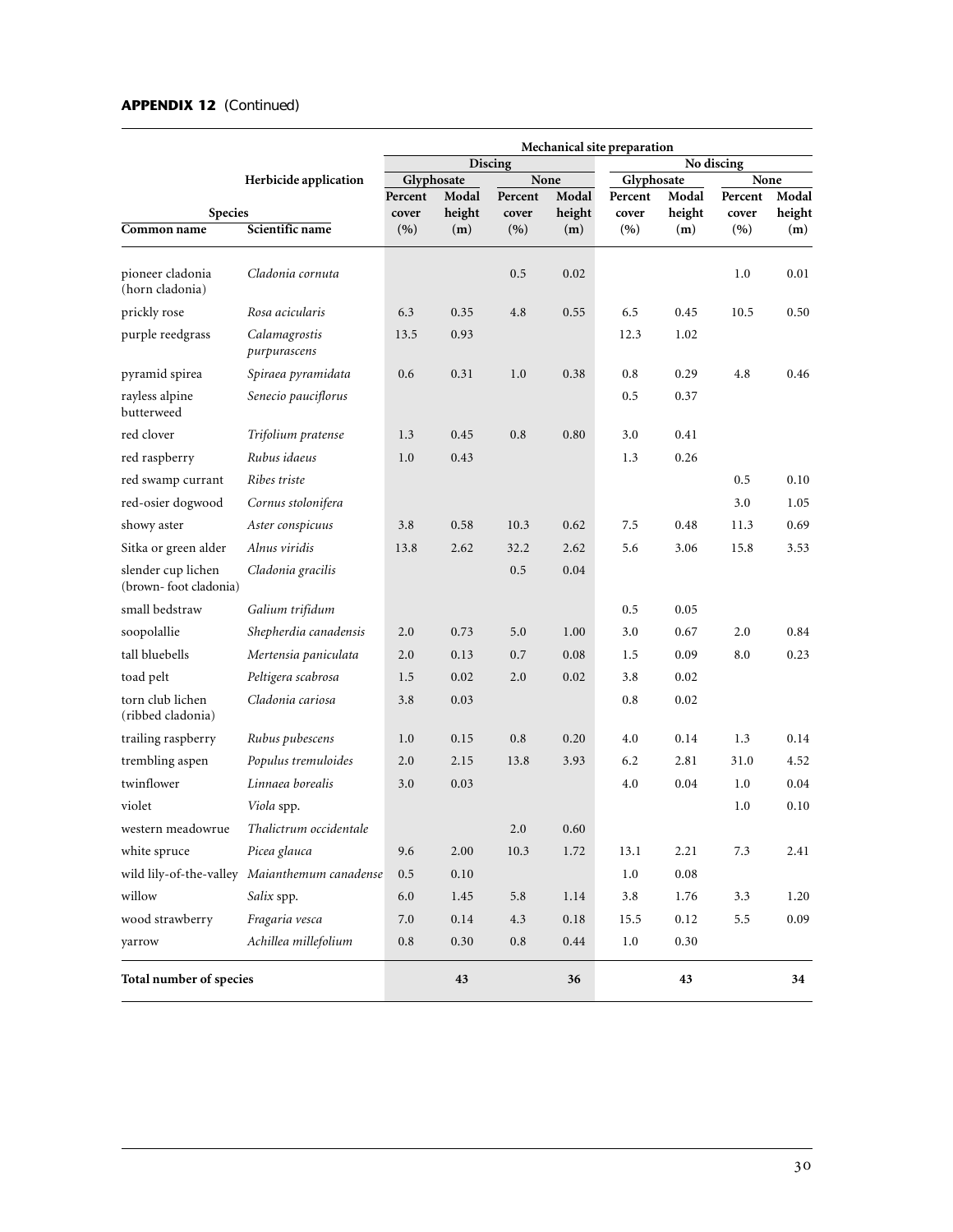**APPENDIX 12** *(Continued)*

| | | Mechanical site preparation | | | | | | | |
|---|---|---|---|---|---|---|---|---|---|
| | | Discing | | | | No discing | | | |
| | Herbicide application | Glyphosate | | None | | Glyphosate | | None | |
| Species | | Percent cover | Modal height | Percent cover | Modal height | Percent cover | Modal height | Percent cover | Modal height |
| Common name | Scientific name | (%) | (m) | (%) | (m) | (%) | (m) | (%) | (m) |
| pioneer cladonia (horn cladonia) | *Cladonia cornuta* | | | 0.5 | 0.02 | | | 1.0 | 0.01 |
| prickly rose | *Rosa acicularis* | 6.3 | 0.35 | 4.8 | 0.55 | 6.5 | 0.45 | 10.5 | 0.50 |
| purple reedgrass | *Calamagrostis purpurascens* | 13.5 | 0.93 | | | 12.3 | 1.02 | | |
| pyramid spirea | *Spiraea pyramidata* | 0.6 | 0.31 | 1.0 | 0.38 | 0.8 | 0.29 | 4.8 | 0.46 |
| rayless alpine butterweed | *Senecio pauciflorus* | | | | | 0.5 | 0.37 | | |
| red clover | *Trifolium pratense* | 1.3 | 0.45 | 0.8 | 0.80 | 3.0 | 0.41 | | |
| red raspberry | *Rubus idaeus* | 1.0 | 0.43 | | | 1.3 | 0.26 | | |
| red swamp currant | *Ribes triste* | | | | | | | 0.5 | 0.10 |
| red-osier dogwood | *Cornus stolonifera* | | | | | | | 3.0 | 1.05 |
| showy aster | *Aster conspicuus* | 3.8 | 0.58 | 10.3 | 0.62 | 7.5 | 0.48 | 11.3 | 0.69 |
| Sitka or green alder | *Alnus viridis* | 13.8 | 2.62 | 32.2 | 2.62 | 5.6 | 3.06 | 15.8 | 3.53 |
| slender cup lichen (brown- foot cladonia) | *Cladonia gracilis* | | | 0.5 | 0.04 | | | | |
| small bedstraw | *Galium trifidum* | | | | | 0.5 | 0.05 | | |
| soopolallie | *Shepherdia canadensis* | 2.0 | 0.73 | 5.0 | 1.00 | 3.0 | 0.67 | 2.0 | 0.84 |
| tall bluebells | *Mertensia paniculata* | 2.0 | 0.13 | 0.7 | 0.08 | 1.5 | 0.09 | 8.0 | 0.23 |
| toad pelt | *Peltigera scabrosa* | 1.5 | 0.02 | 2.0 | 0.02 | 3.8 | 0.02 | | |
| torn club lichen (ribbed cladonia) | *Cladonia cariosa* | 3.8 | 0.03 | | | 0.8 | 0.02 | | |
| trailing raspberry | *Rubus pubescens* | 1.0 | 0.15 | 0.8 | 0.20 | 4.0 | 0.14 | 1.3 | 0.14 |
| trembling aspen | *Populus tremuloides* | 2.0 | 2.15 | 13.8 | 3.93 | 6.2 | 2.81 | 31.0 | 4.52 |
| twinflower | *Linnaea borealis* | 3.0 | 0.03 | | | 4.0 | 0.04 | 1.0 | 0.04 |
| violet | *Viola* spp. | | | | | | | 1.0 | 0.10 |
| western meadowrue | *Thalictrum occidentale* | | | 2.0 | 0.60 | | | | |
| white spruce | *Picea glauca* | 9.6 | 2.00 | 10.3 | 1.72 | 13.1 | 2.21 | 7.3 | 2.41 |
| wild lily-of-the-valley | *Maianthemum canadense* | 0.5 | 0.10 | | | 1.0 | 0.08 | | |
| willow | *Salix* spp. | 6.0 | 1.45 | 5.8 | 1.14 | 3.8 | 1.76 | 3.3 | 1.20 |
| wood strawberry | *Fragaria vesca* | 7.0 | 0.14 | 4.3 | 0.18 | 15.5 | 0.12 | 5.5 | 0.09 |
| yarrow | *Achillea millefolium* | 0.8 | 0.30 | 0.8 | 0.44 | 1.0 | 0.30 | | |
| **Total number of species** | | | **43** | | **36** | | **43** | | **34** |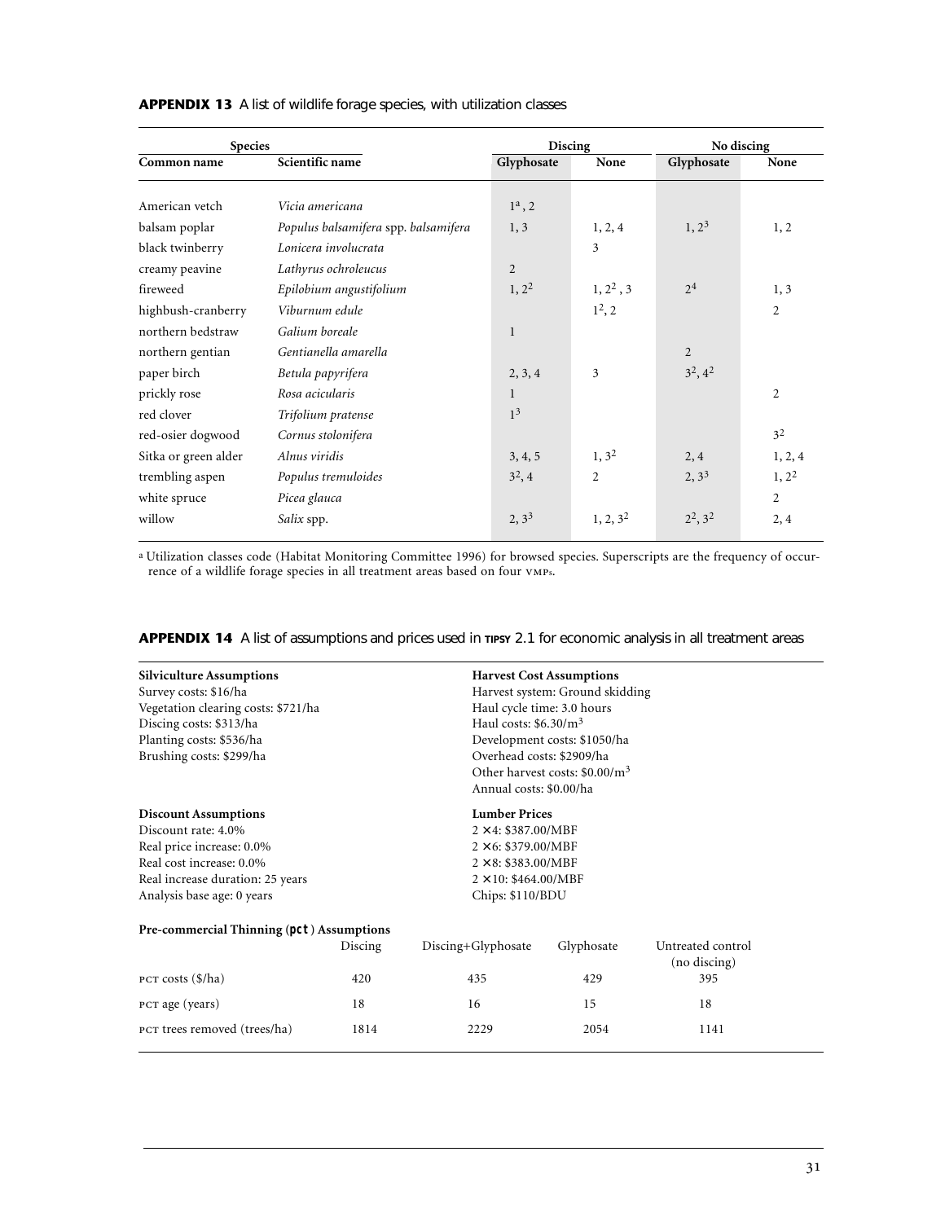**APPENDIX 13** A list of wildlife forage species, with utilization classes

| Species | | Discing | | No discing | |
|---|---|---|---|---|---|
| Common name | Scientific name | Glyphosate | None | Glyphosate | None |
| American vetch | *Vicia americana* | 1[a], 2 | | | |
| balsam poplar | *Populus balsamifera* spp. *balsamifera* | 1, 3 | 1, 2, 4 | 1, 2[3] | 1, 2 |
| black twinberry | *Lonicera involucrata* | | 3 | | |
| creamy peavine | *Lathyrus ochroleucus* | 2 | | | |
| fireweed | *Epilobium angustifolium* | 1, 2[2] | 1, 2[2], 3 | 2[4] | 1, 3 |
| highbush-cranberry | *Viburnum edule* | | 1[2], 2 | | 2 |
| northern bedstraw | *Galium boreale* | 1 | | | |
| northern gentian | *Gentianella amarella* | | | 2 | |
| paper birch | *Betula papyrifera* | 2, 3, 4 | 3 | 3[2], 4[2] | |
| prickly rose | *Rosa acicularis* | 1 | | | 2 |
| red clover | *Trifolium pratense* | 1[3] | | | |
| red-osier dogwood | *Cornus stolonifera* | | | | 3[2] |
| Sitka or green alder | *Alnus viridis* | 3, 4, 5 | 1, 3[2] | 2, 4 | 1, 2, 4 |
| trembling aspen | *Populus tremuloides* | 3[2], 4 | 2 | 2, 3[3] | 1, 2[2] |
| white spruce | *Picea glauca* | | | | 2 |
| willow | *Salix* spp. | 2, 3[3] | 1, 2, 3[2] | 2[2], 3[2] | 2, 4 |

[a] Utilization classes code (Habitat Monitoring Committee 1996) for browsed species. Superscripts are the frequency of occurrence of a wildlife forage species in all treatment areas based on four VMPs.

**APPENDIX 14** A list of assumptions and prices used in TIPSY 2.1 for economic analysis in all treatment areas

**Silviculture Assumptions**
Survey costs: $16/ha
Vegetation clearing costs: $721/ha
Discing costs: $313/ha
Planting costs: $536/ha
Brushing costs: $299/ha

**Harvest Cost Assumptions**
Harvest system: Ground skidding
Haul cycle time: 3.0 hours
Haul costs: $6.30/m$^3$
Development costs: $1050/ha
Overhead costs: $2909/ha
Other harvest costs: $0.00/m$^3$
Annual costs: $0.00/ha

**Discount Assumptions**
Discount rate: 4.0%
Real price increase: 0.0%
Real cost increase: 0.0%
Real increase duration: 25 years
Analysis base age: 0 years

**Lumber Prices**
2 × 4: $387.00/MBF
2 × 6: $379.00/MBF
2 × 8: $383.00/MBF
2 × 10: $464.00/MBF
Chips: $110/BDU

**Pre-commercial Thinning (PCT) Assumptions**

| | Discing | Discing+Glyphosate | Glyphosate | Untreated control (no discing) |
|---|---|---|---|---|
| PCT costs ($/ha) | 420 | 435 | 429 | 395 |
| PCT age (years) | 18 | 16 | 15 | 18 |
| PCT trees removed (trees/ha) | 1814 | 2229 | 2054 | 1141 |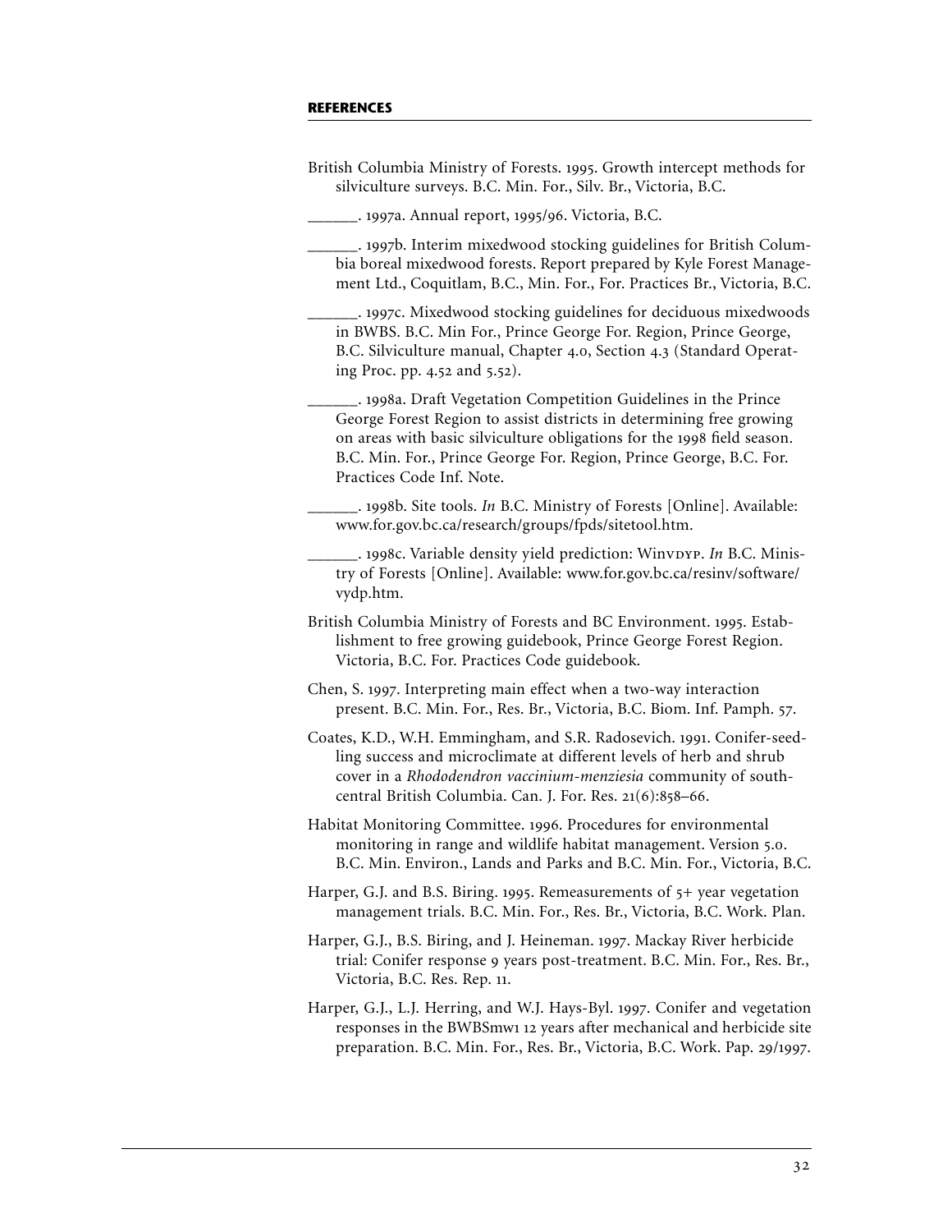## REFERENCES

British Columbia Ministry of Forests. 1995. Growth intercept methods for silviculture surveys. B.C. Min. For., Silv. Br., Victoria, B.C.

______. 1997a. Annual report, 1995/96. Victoria, B.C.

______. 1997b. Interim mixedwood stocking guidelines for British Columbia boreal mixedwood forests. Report prepared by Kyle Forest Management Ltd., Coquitlam, B.C., Min. For., For. Practices Br., Victoria, B.C.

______. 1997c. Mixedwood stocking guidelines for deciduous mixedwoods in BWBS. B.C. Min For., Prince George For. Region, Prince George, B.C. Silviculture manual, Chapter 4.0, Section 4.3 (Standard Operating Proc. pp. 4.52 and 5.52).

______. 1998a. Draft Vegetation Competition Guidelines in the Prince George Forest Region to assist districts in determining free growing on areas with basic silviculture obligations for the 1998 field season. B.C. Min. For., Prince George For. Region, Prince George, B.C. For. Practices Code Inf. Note.

______. 1998b. Site tools. *In* B.C. Ministry of Forests [Online]. Available: www.for.gov.bc.ca/research/groups/fpds/sitetool.htm.

______. 1998c. Variable density yield prediction: WinVDYP. *In* B.C. Ministry of Forests [Online]. Available: www.for.gov.bc.ca/resinv/software/vydp.htm.

British Columbia Ministry of Forests and BC Environment. 1995. Establishment to free growing guidebook, Prince George Forest Region. Victoria, B.C. For. Practices Code guidebook.

Chen, S. 1997. Interpreting main effect when a two-way interaction present. B.C. Min. For., Res. Br., Victoria, B.C. Biom. Inf. Pamph. 57.

Coates, K.D., W.H. Emmingham, and S.R. Radosevich. 1991. Conifer-seedling success and microclimate at different levels of herb and shrub cover in a *Rhododendron vaccinium-menziesia* community of south-central British Columbia. Can. J. For. Res. 21(6):858–66.

Habitat Monitoring Committee. 1996. Procedures for environmental monitoring in range and wildlife habitat management. Version 5.0. B.C. Min. Environ., Lands and Parks and B.C. Min. For., Victoria, B.C.

Harper, G.J. and B.S. Biring. 1995. Remeasurements of 5+ year vegetation management trials. B.C. Min. For., Res. Br., Victoria, B.C. Work. Plan.

Harper, G.J., B.S. Biring, and J. Heineman. 1997. Mackay River herbicide trial: Conifer response 9 years post-treatment. B.C. Min. For., Res. Br., Victoria, B.C. Res. Rep. 11.

Harper, G.J., L.J. Herring, and W.J. Hays-Byl. 1997. Conifer and vegetation responses in the BWBSmw1 12 years after mechanical and herbicide site preparation. B.C. Min. For., Res. Br., Victoria, B.C. Work. Pap. 29/1997.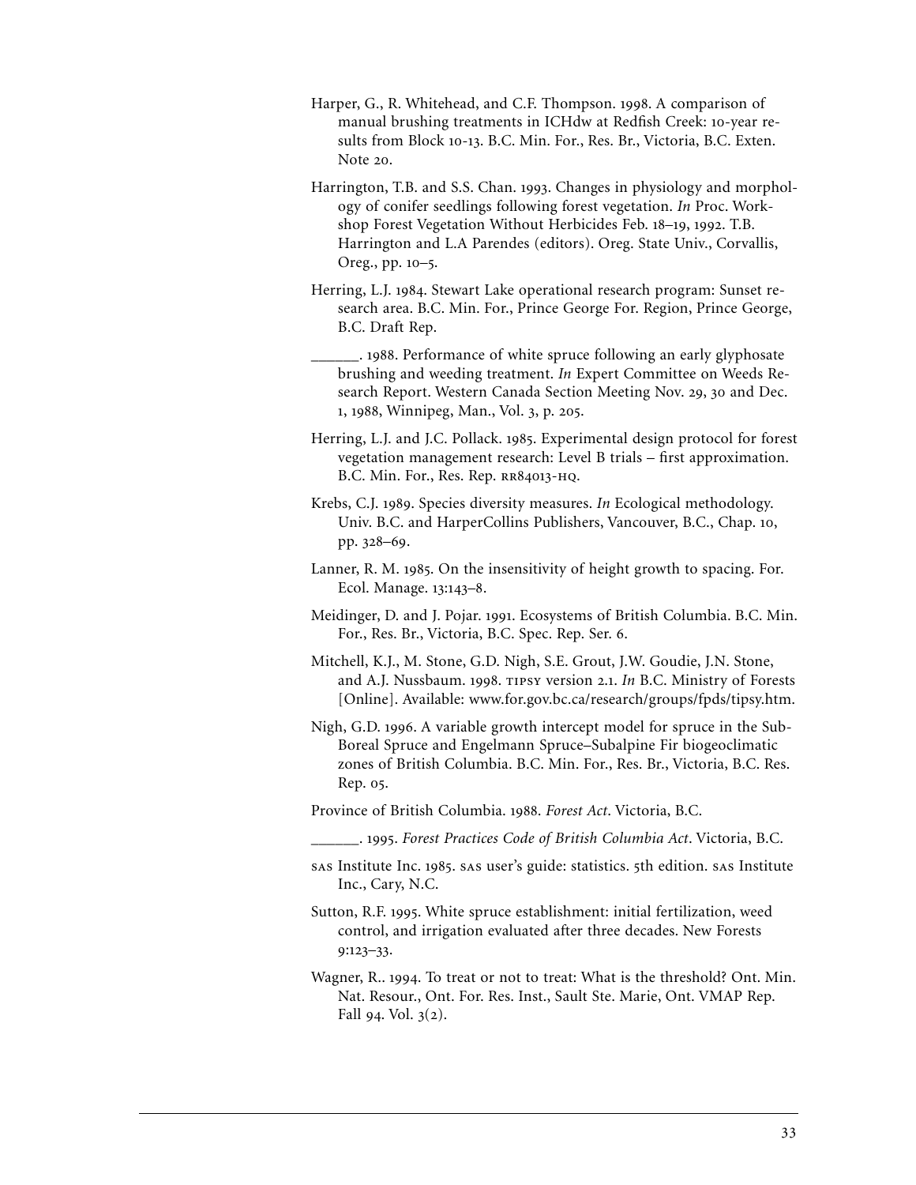Harper, G., R. Whitehead, and C.F. Thompson. 1998. A comparison of manual brushing treatments in ICHdw at Redfish Creek: 10-year results from Block 10-13. B.C. Min. For., Res. Br., Victoria, B.C. Exten. Note 20.

Harrington, T.B. and S.S. Chan. 1993. Changes in physiology and morphology of conifer seedlings following forest vegetation. *In* Proc. Workshop Forest Vegetation Without Herbicides Feb. 18–19, 1992. T.B. Harrington and L.A Parendes (editors). Oreg. State Univ., Corvallis, Oreg., pp. 10–5.

Herring, L.J. 1984. Stewart Lake operational research program: Sunset research area. B.C. Min. For., Prince George For. Region, Prince George, B.C. Draft Rep.

\_\_\_\_\_\_. 1988. Performance of white spruce following an early glyphosate brushing and weeding treatment. *In* Expert Committee on Weeds Research Report. Western Canada Section Meeting Nov. 29, 30 and Dec. 1, 1988, Winnipeg, Man., Vol. 3, p. 205.

Herring, L.J. and J.C. Pollack. 1985. Experimental design protocol for forest vegetation management research: Level B trials – first approximation. B.C. Min. For., Res. Rep. RR84013-HQ.

Krebs, C.J. 1989. Species diversity measures. *In* Ecological methodology. Univ. B.C. and HarperCollins Publishers, Vancouver, B.C., Chap. 10, pp. 328–69.

Lanner, R. M. 1985. On the insensitivity of height growth to spacing. For. Ecol. Manage. 13:143–8.

Meidinger, D. and J. Pojar. 1991. Ecosystems of British Columbia. B.C. Min. For., Res. Br., Victoria, B.C. Spec. Rep. Ser. 6.

Mitchell, K.J., M. Stone, G.D. Nigh, S.E. Grout, J.W. Goudie, J.N. Stone, and A.J. Nussbaum. 1998. TIPSY version 2.1. *In* B.C. Ministry of Forests [Online]. Available: www.for.gov.bc.ca/research/groups/fpds/tipsy.htm.

Nigh, G.D. 1996. A variable growth intercept model for spruce in the Sub-Boreal Spruce and Engelmann Spruce–Subalpine Fir biogeoclimatic zones of British Columbia. B.C. Min. For., Res. Br., Victoria, B.C. Res. Rep. 05.

Province of British Columbia. 1988. *Forest Act*. Victoria, B.C.

\_\_\_\_\_\_. 1995. *Forest Practices Code of British Columbia Act*. Victoria, B.C.

SAS Institute Inc. 1985. SAS user's guide: statistics. 5th edition. SAS Institute Inc., Cary, N.C.

Sutton, R.F. 1995. White spruce establishment: initial fertilization, weed control, and irrigation evaluated after three decades. New Forests 9:123–33.

Wagner, R.. 1994. To treat or not to treat: What is the threshold? Ont. Min. Nat. Resour., Ont. For. Res. Inst., Sault Ste. Marie, Ont. VMAP Rep. Fall 94. Vol. 3(2).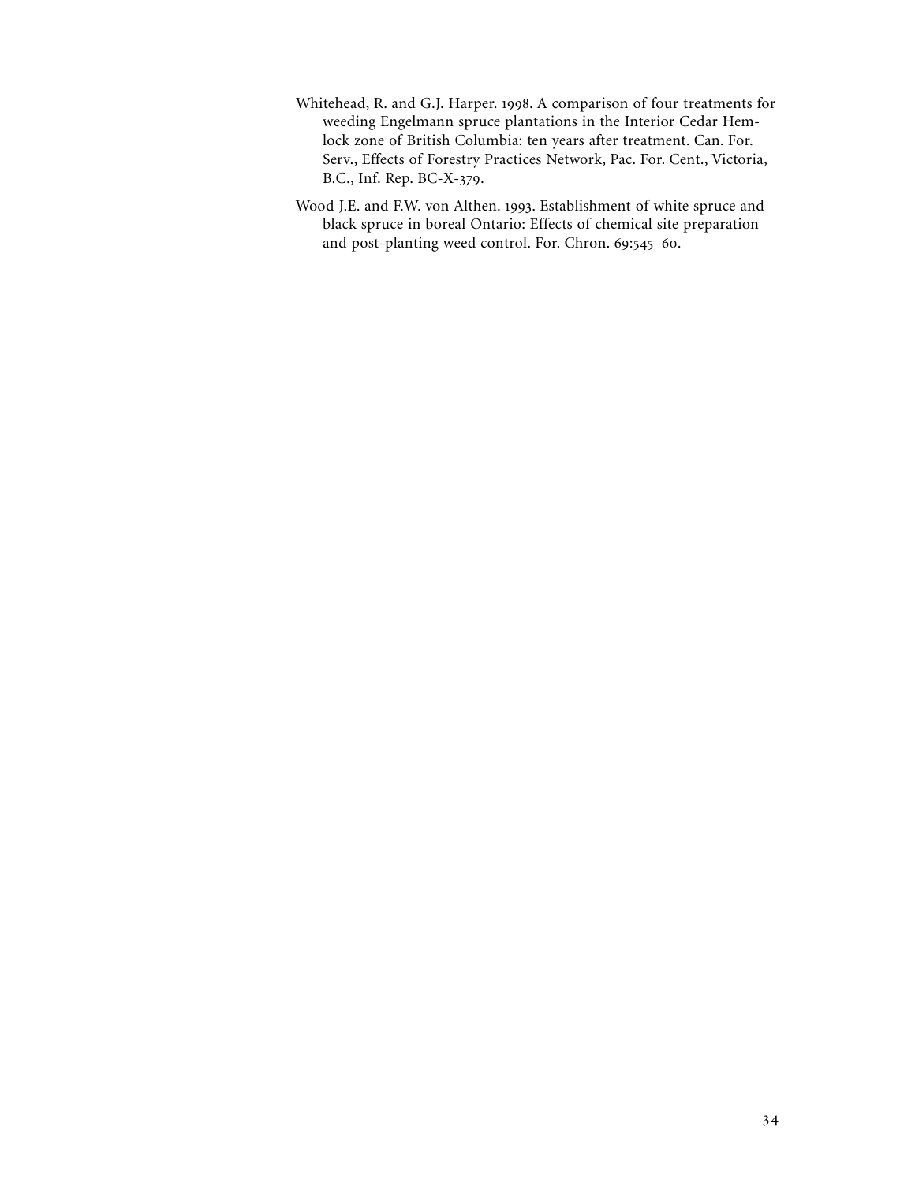Whitehead, R. and G.J. Harper. 1998. A comparison of four treatments for weeding Engelmann spruce plantations in the Interior Cedar Hemlock zone of British Columbia: ten years after treatment. Can. For. Serv., Effects of Forestry Practices Network, Pac. For. Cent., Victoria, B.C., Inf. Rep. BC-X-379.

Wood J.E. and F.W. von Althen. 1993. Establishment of white spruce and black spruce in boreal Ontario: Effects of chemical site preparation and post-planting weed control. For. Chron. 69:545–60.